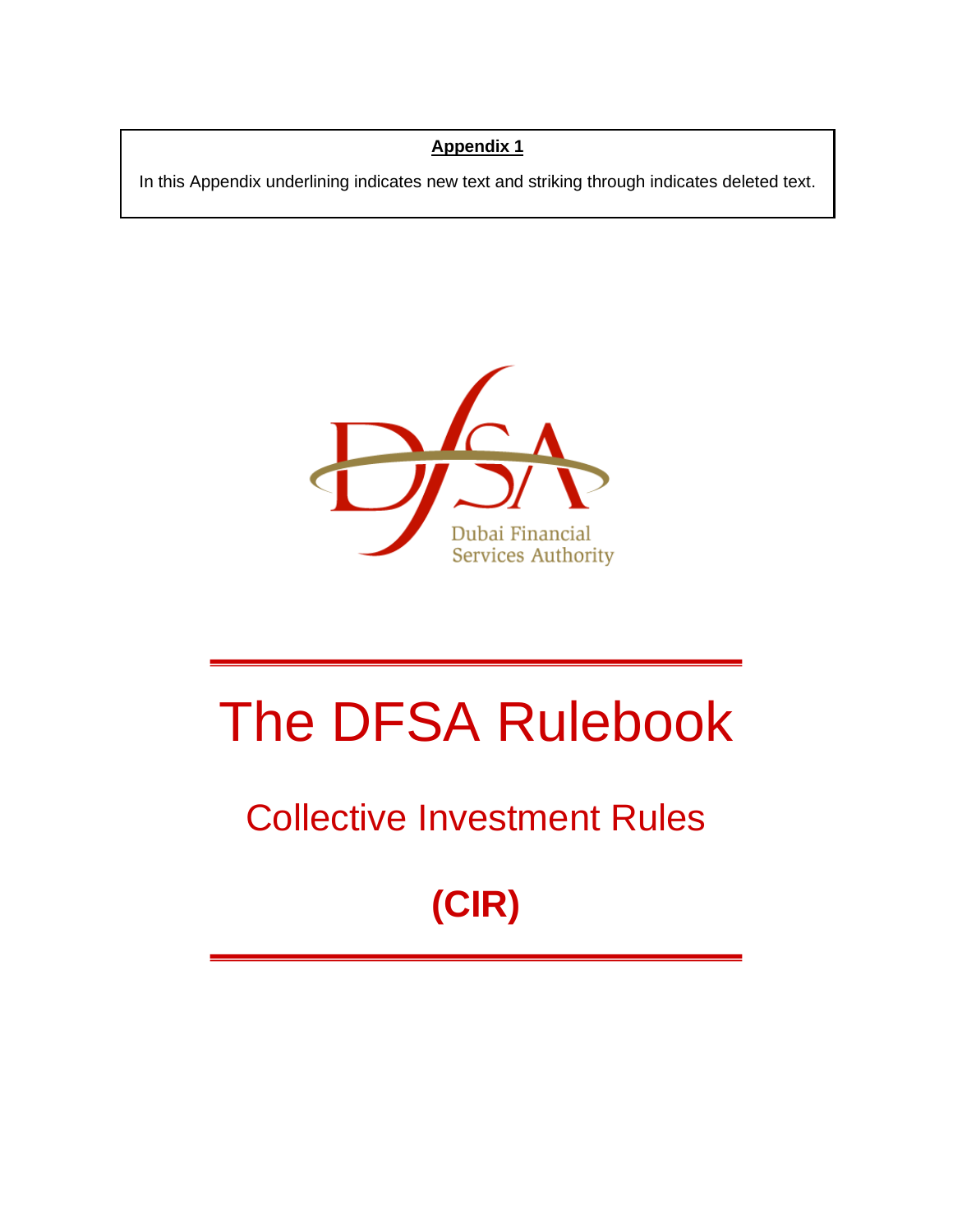**Appendix 1**

In this Appendix underlining indicates new text and striking through indicates deleted text.

Dubai Financial Services Authority

# The DFSA Rulebook

## Collective Investment Rules

## (CIR)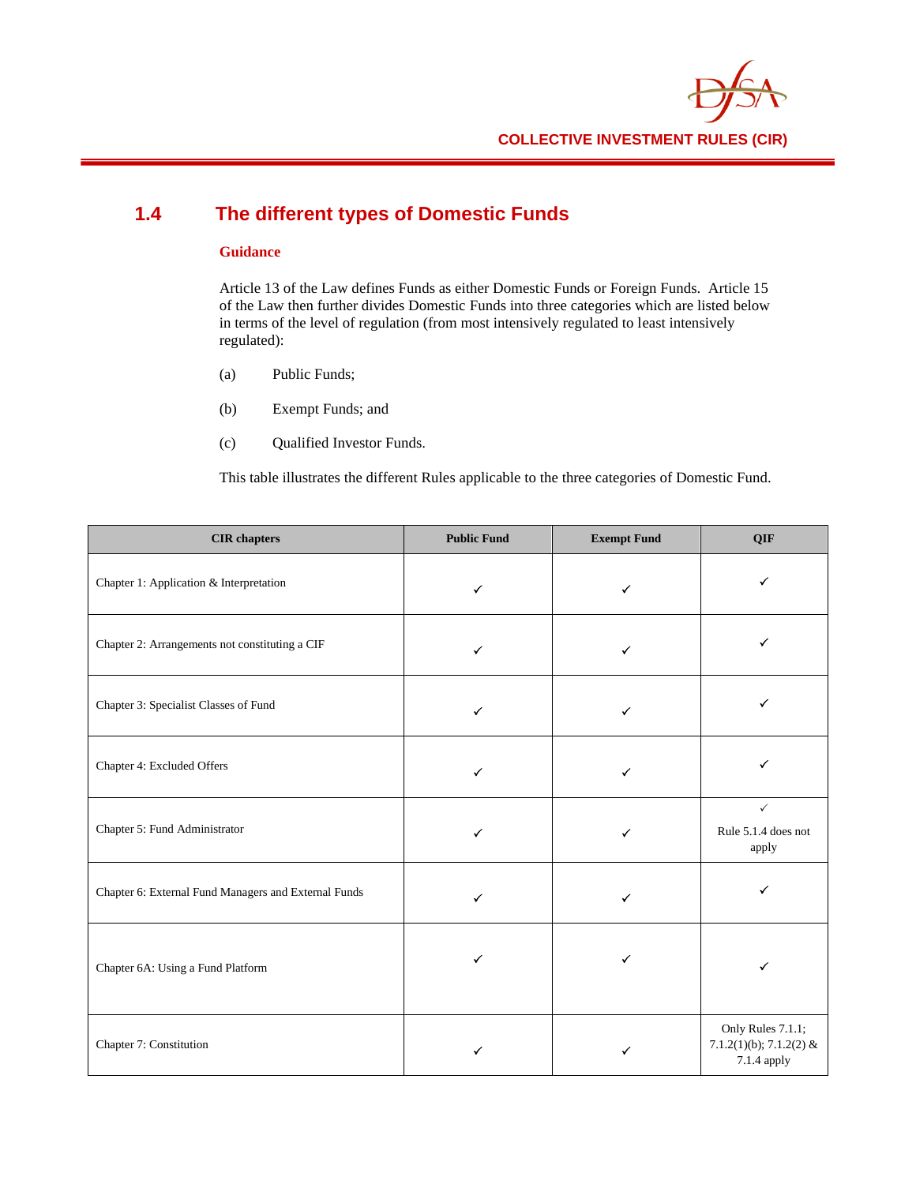## 1.4 The different types of Domestic Funds

**Guidance**

Article 13 of the Law defines Funds as either Domestic Funds or Foreign Funds. Article 15 of the Law then further divides Domestic Funds into three categories which are listed below in terms of the level of regulation (from most intensively regulated to least intensively regulated):

(a) Public Funds;

(b) Exempt Funds; and

(c) Qualified Investor Funds.

This table illustrates the different Rules applicable to the three categories of Domestic Fund.

| CIR chapters | Public Fund | Exempt Fund | QIF |
|---|---|---|---|
| Chapter 1: Application & Interpretation | ✓ | ✓ | ✓ |
| Chapter 2: Arrangements not constituting a CIF | ✓ | ✓ | ✓ |
| Chapter 3: Specialist Classes of Fund | ✓ | ✓ | ✓ |
| Chapter 4: Excluded Offers | ✓ | ✓ | ✓ |
| Chapter 5: Fund Administrator | ✓ | ✓ | ✓ Rule 5.1.4 does not apply |
| Chapter 6: External Fund Managers and External Funds | ✓ | ✓ | ✓ |
| Chapter 6A: Using a Fund Platform | ✓ | ✓ | ✓ |
| Chapter 7: Constitution | ✓ | ✓ | Only Rules 7.1.1; 7.1.2(1)(b); 7.1.2(2) & 7.1.4 apply |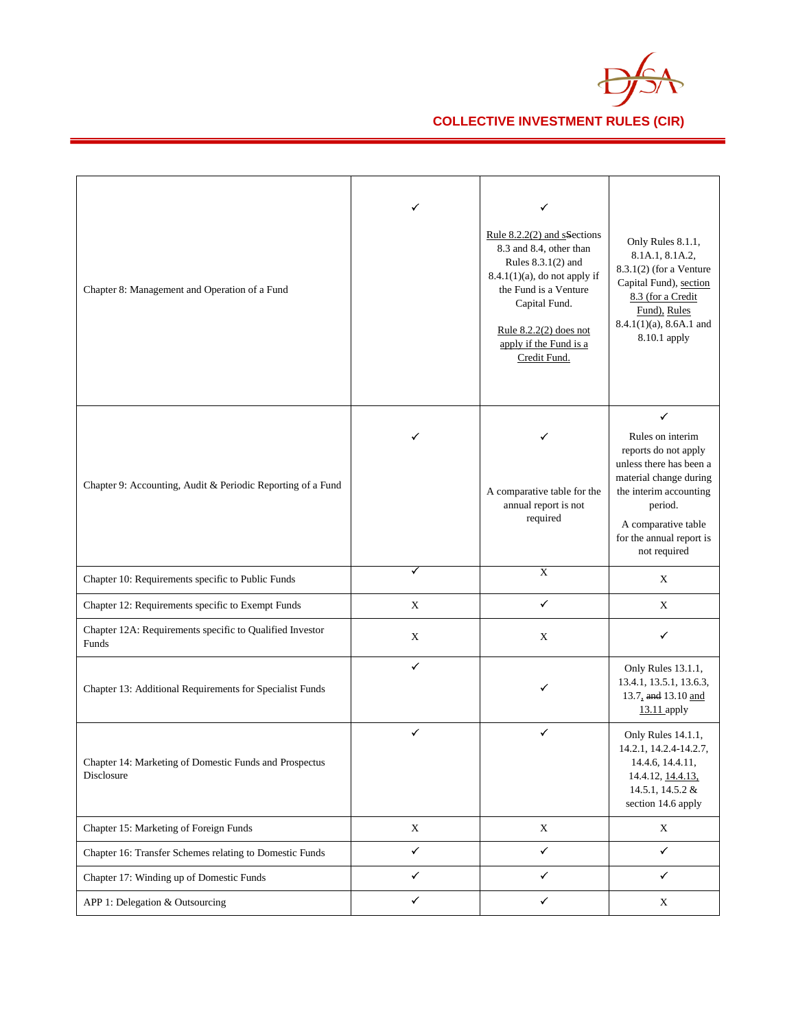| | | | |
|---|---|---|---|
| Chapter 8: Management and Operation of a Fund | ✓ | ✓ Rule 8.2.2(2) and sSections 8.3 and 8.4, other than Rules 8.3.1(2) and 8.4.1(1)(a), do not apply if the Fund is a Venture Capital Fund. Rule 8.2.2(2) does not apply if the Fund is a Credit Fund. | Only Rules 8.1.1, 8.1A.1, 8.1A.2, 8.3.1(2) (for a Venture Capital Fund), section 8.3 (for a Credit Fund), Rules 8.4.1(1)(a), 8.6A.1 and 8.10.1 apply |
| Chapter 9: Accounting, Audit & Periodic Reporting of a Fund | ✓ | ✓ A comparative table for the annual report is not required | ✓ Rules on interim reports do not apply unless there has been a material change during the interim accounting period. A comparative table for the annual report is not required |
| Chapter 10: Requirements specific to Public Funds | ✓ | X | X |
| Chapter 12: Requirements specific to Exempt Funds | X | ✓ | X |
| Chapter 12A: Requirements specific to Qualified Investor Funds | X | X | ✓ |
| Chapter 13: Additional Requirements for Specialist Funds | ✓ | ✓ | Only Rules 13.1.1, 13.4.1, 13.5.1, 13.6.3, 13.7, and 13.10 and 13.11 apply |
| Chapter 14: Marketing of Domestic Funds and Prospectus Disclosure | ✓ | ✓ | Only Rules 14.1.1, 14.2.1, 14.2.4-14.2.7, 14.4.6, 14.4.11, 14.4.12, 14.4.13, 14.5.1, 14.5.2 & section 14.6 apply |
| Chapter 15: Marketing of Foreign Funds | X | X | X |
| Chapter 16: Transfer Schemes relating to Domestic Funds | ✓ | ✓ | ✓ |
| Chapter 17: Winding up of Domestic Funds | ✓ | ✓ | ✓ |
| APP 1: Delegation & Outsourcing | ✓ | ✓ | X |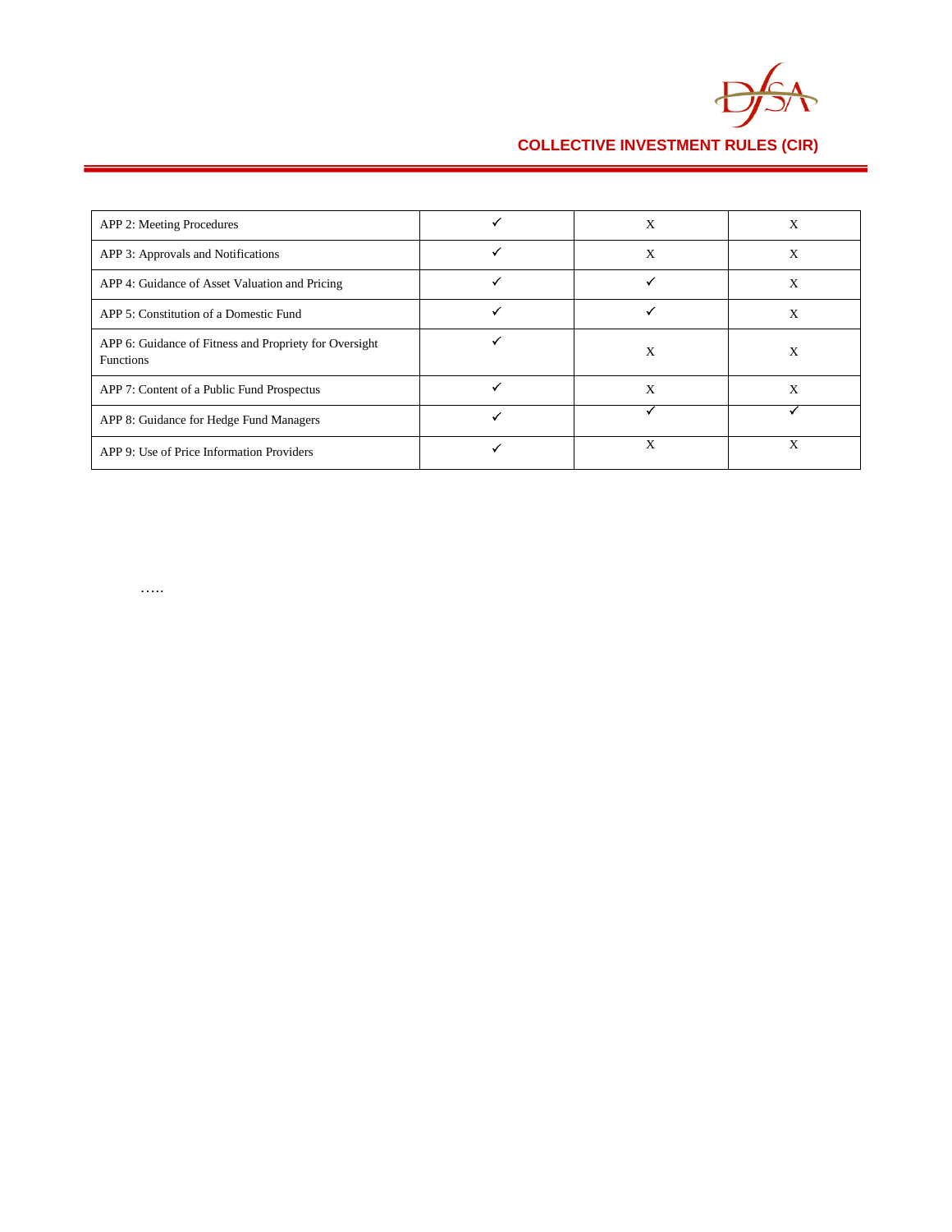| | | | |
|---|---|---|---|
| APP 2: Meeting Procedures | ✓ | X | X |
| APP 3: Approvals and Notifications | ✓ | X | X |
| APP 4: Guidance of Asset Valuation and Pricing | ✓ | ✓ | X |
| APP 5: Constitution of a Domestic Fund | ✓ | ✓ | X |
| APP 6: Guidance of Fitness and Propriety for Oversight Functions | ✓ | X | X |
| APP 7: Content of a Public Fund Prospectus | ✓ | X | X |
| APP 8: Guidance for Hedge Fund Managers | ✓ | ✓ | ✓ |
| APP 9: Use of Price Information Providers | ✓ | X | X |

…..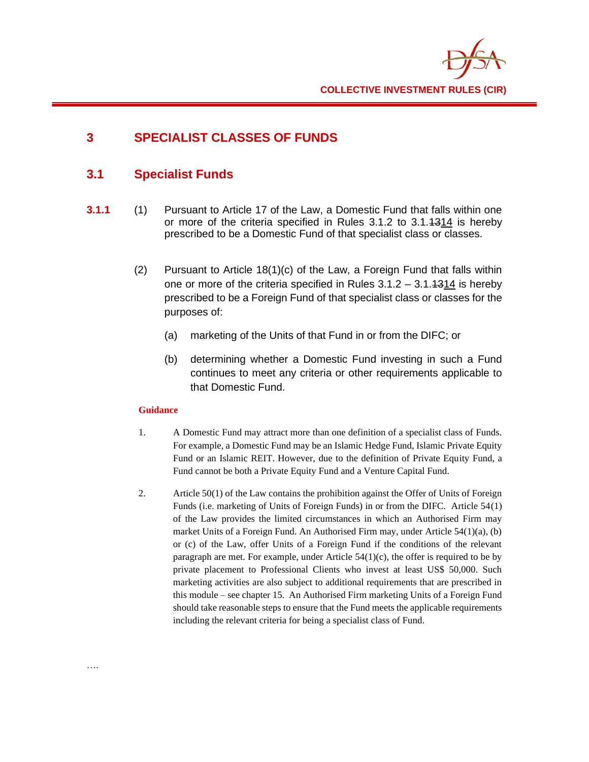# 3 SPECIALIST CLASSES OF FUNDS

## 3.1 Specialist Funds

**3.1.1** (1) Pursuant to Article 17 of the Law, a Domestic Fund that falls within one or more of the criteria specified in Rules 3.1.2 to 3.1.~~13~~14 is hereby prescribed to be a Domestic Fund of that specialist class or classes.

(2) Pursuant to Article 18(1)(c) of the Law, a Foreign Fund that falls within one or more of the criteria specified in Rules 3.1.2 – 3.1.~~13~~14 is hereby prescribed to be a Foreign Fund of that specialist class or classes for the purposes of:

(a) marketing of the Units of that Fund in or from the DIFC; or

(b) determining whether a Domestic Fund investing in such a Fund continues to meet any criteria or other requirements applicable to that Domestic Fund.

**Guidance**

1. A Domestic Fund may attract more than one definition of a specialist class of Funds. For example, a Domestic Fund may be an Islamic Hedge Fund, Islamic Private Equity Fund or an Islamic REIT. However, due to the definition of Private Equity Fund, a Fund cannot be both a Private Equity Fund and a Venture Capital Fund.

2. Article 50(1) of the Law contains the prohibition against the Offer of Units of Foreign Funds (i.e. marketing of Units of Foreign Funds) in or from the DIFC. Article 54(1) of the Law provides the limited circumstances in which an Authorised Firm may market Units of a Foreign Fund. An Authorised Firm may, under Article 54(1)(a), (b) or (c) of the Law, offer Units of a Foreign Fund if the conditions of the relevant paragraph are met. For example, under Article 54(1)(c), the offer is required to be by private placement to Professional Clients who invest at least US$ 50,000. Such marketing activities are also subject to additional requirements that are prescribed in this module – see chapter 15. An Authorised Firm marketing Units of a Foreign Fund should take reasonable steps to ensure that the Fund meets the applicable requirements including the relevant criteria for being a specialist class of Fund.

….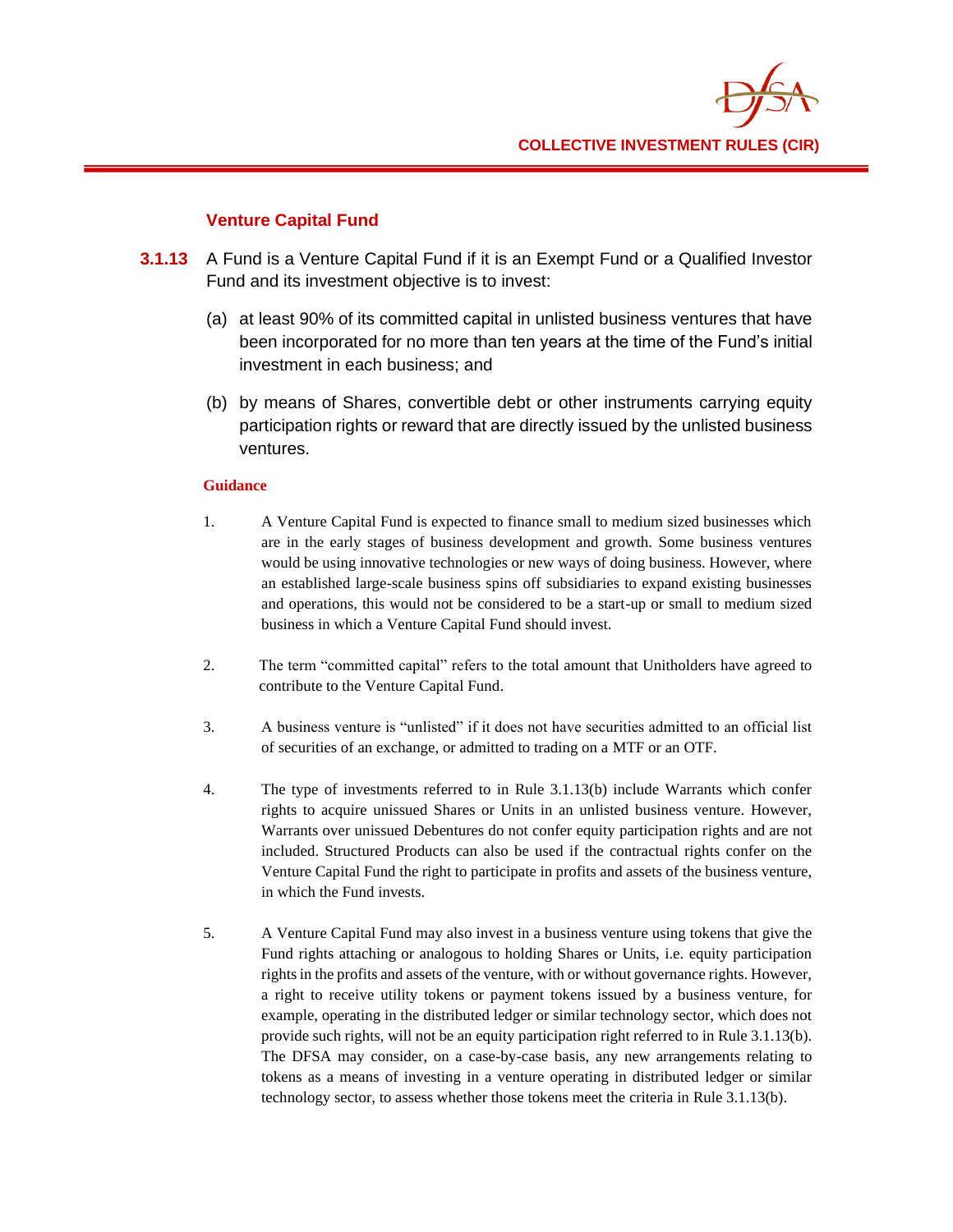### Venture Capital Fund

**3.1.13** A Fund is a Venture Capital Fund if it is an Exempt Fund or a Qualified Investor Fund and its investment objective is to invest:

(a) at least 90% of its committed capital in unlisted business ventures that have been incorporated for no more than ten years at the time of the Fund's initial investment in each business; and

(b) by means of Shares, convertible debt or other instruments carrying equity participation rights or reward that are directly issued by the unlisted business ventures.

**Guidance**

1. A Venture Capital Fund is expected to finance small to medium sized businesses which are in the early stages of business development and growth. Some business ventures would be using innovative technologies or new ways of doing business. However, where an established large-scale business spins off subsidiaries to expand existing businesses and operations, this would not be considered to be a start-up or small to medium sized business in which a Venture Capital Fund should invest.

2. The term "committed capital" refers to the total amount that Unitholders have agreed to contribute to the Venture Capital Fund.

3. A business venture is "unlisted" if it does not have securities admitted to an official list of securities of an exchange, or admitted to trading on a MTF or an OTF.

4. The type of investments referred to in Rule 3.1.13(b) include Warrants which confer rights to acquire unissued Shares or Units in an unlisted business venture. However, Warrants over unissued Debentures do not confer equity participation rights and are not included. Structured Products can also be used if the contractual rights confer on the Venture Capital Fund the right to participate in profits and assets of the business venture, in which the Fund invests.

5. A Venture Capital Fund may also invest in a business venture using tokens that give the Fund rights attaching or analogous to holding Shares or Units, i.e. equity participation rights in the profits and assets of the venture, with or without governance rights. However, a right to receive utility tokens or payment tokens issued by a business venture, for example, operating in the distributed ledger or similar technology sector, which does not provide such rights, will not be an equity participation right referred to in Rule 3.1.13(b). The DFSA may consider, on a case-by-case basis, any new arrangements relating to tokens as a means of investing in a venture operating in distributed ledger or similar technology sector, to assess whether those tokens meet the criteria in Rule 3.1.13(b).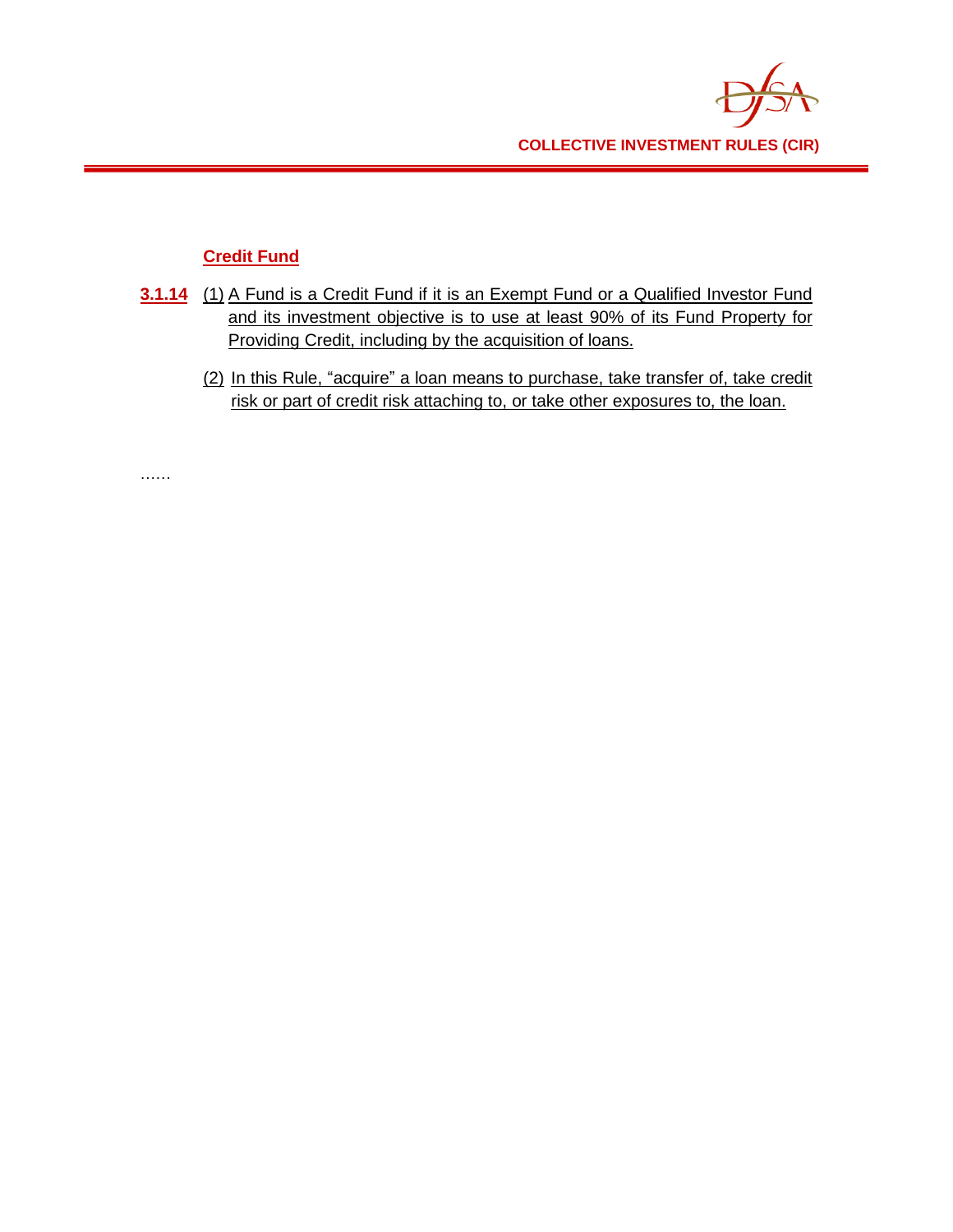**Credit Fund**

**3.1.14** (1) A Fund is a Credit Fund if it is an Exempt Fund or a Qualified Investor Fund and its investment objective is to use at least 90% of its Fund Property for Providing Credit, including by the acquisition of loans.

(2) In this Rule, "acquire" a loan means to purchase, take transfer of, take credit risk or part of credit risk attaching to, or take other exposures to, the loan.

……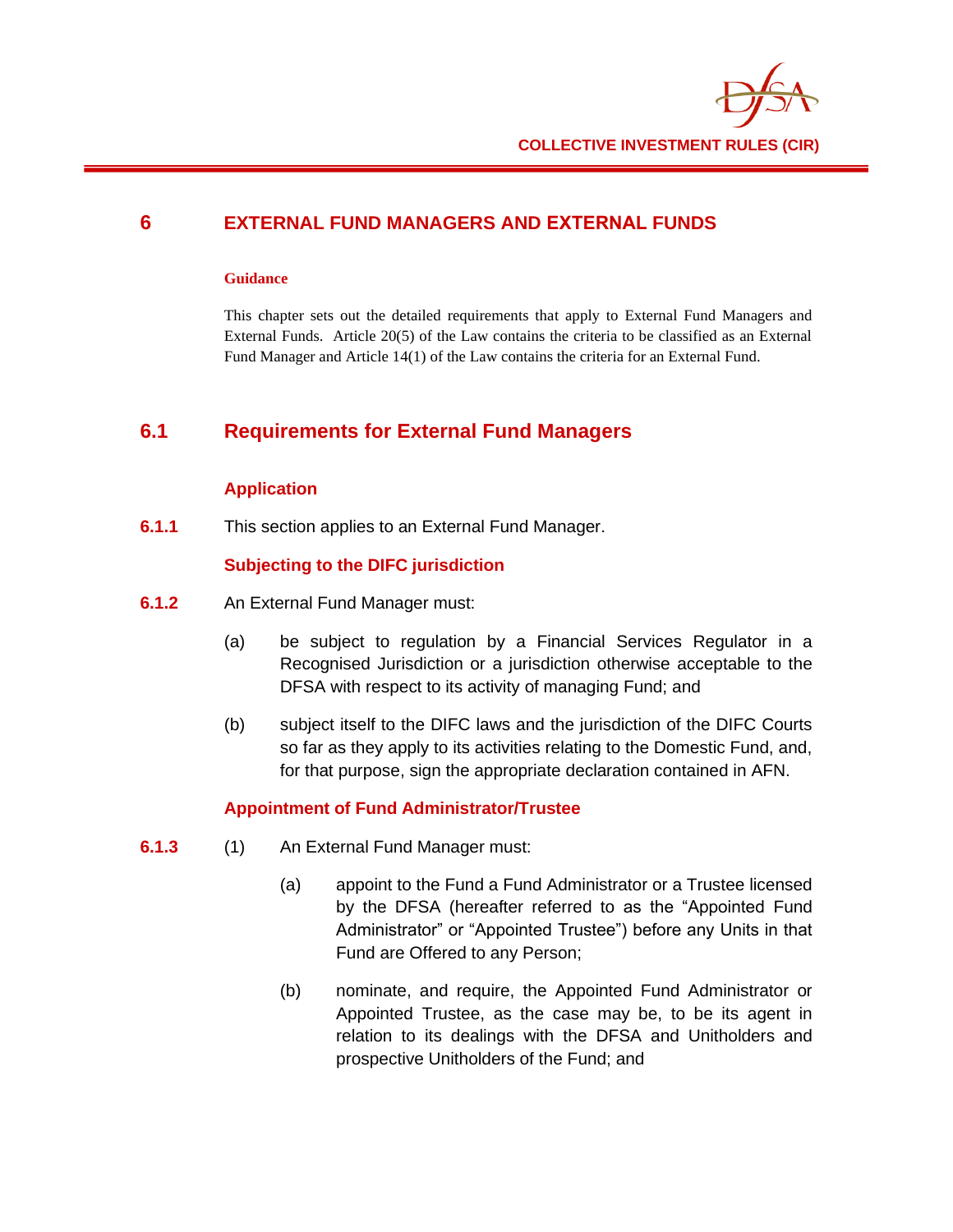# 6 EXTERNAL FUND MANAGERS AND EXTERNAL FUNDS

**Guidance**

This chapter sets out the detailed requirements that apply to External Fund Managers and External Funds. Article 20(5) of the Law contains the criteria to be classified as an External Fund Manager and Article 14(1) of the Law contains the criteria for an External Fund.

## 6.1 Requirements for External Fund Managers

### Application

**6.1.1** This section applies to an External Fund Manager.

### Subjecting to the DIFC jurisdiction

**6.1.2** An External Fund Manager must:

(a) be subject to regulation by a Financial Services Regulator in a Recognised Jurisdiction or a jurisdiction otherwise acceptable to the DFSA with respect to its activity of managing Fund; and

(b) subject itself to the DIFC laws and the jurisdiction of the DIFC Courts so far as they apply to its activities relating to the Domestic Fund, and, for that purpose, sign the appropriate declaration contained in AFN.

### Appointment of Fund Administrator/Trustee

**6.1.3** (1) An External Fund Manager must:

(a) appoint to the Fund a Fund Administrator or a Trustee licensed by the DFSA (hereafter referred to as the "Appointed Fund Administrator" or "Appointed Trustee") before any Units in that Fund are Offered to any Person;

(b) nominate, and require, the Appointed Fund Administrator or Appointed Trustee, as the case may be, to be its agent in relation to its dealings with the DFSA and Unitholders and prospective Unitholders of the Fund; and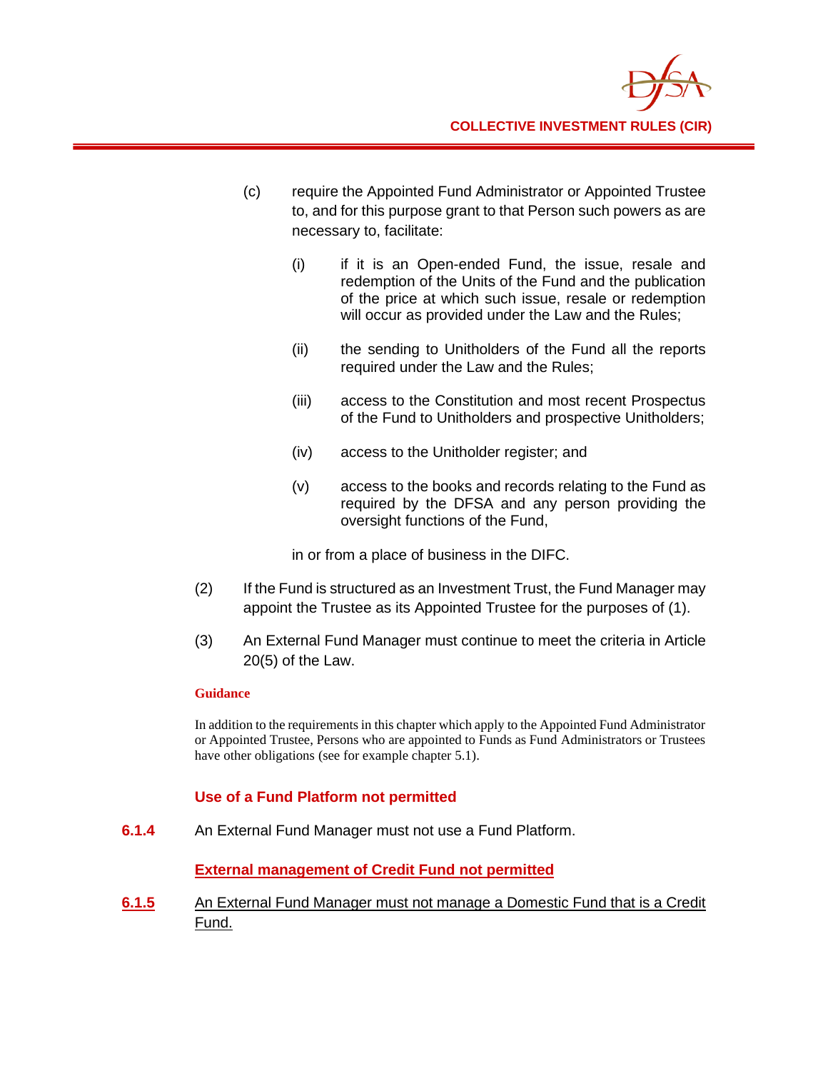(c) require the Appointed Fund Administrator or Appointed Trustee to, and for this purpose grant to that Person such powers as are necessary to, facilitate:

   (i) if it is an Open-ended Fund, the issue, resale and redemption of the Units of the Fund and the publication of the price at which such issue, resale or redemption will occur as provided under the Law and the Rules;

   (ii) the sending to Unitholders of the Fund all the reports required under the Law and the Rules;

   (iii) access to the Constitution and most recent Prospectus of the Fund to Unitholders and prospective Unitholders;

   (iv) access to the Unitholder register; and

   (v) access to the books and records relating to the Fund as required by the DFSA and any person providing the oversight functions of the Fund,

   in or from a place of business in the DIFC.

(2) If the Fund is structured as an Investment Trust, the Fund Manager may appoint the Trustee as its Appointed Trustee for the purposes of (1).

(3) An External Fund Manager must continue to meet the criteria in Article 20(5) of the Law.

**Guidance**

In addition to the requirements in this chapter which apply to the Appointed Fund Administrator or Appointed Trustee, Persons who are appointed to Funds as Fund Administrators or Trustees have other obligations (see for example chapter 5.1).

### Use of a Fund Platform not permitted

**6.1.4** An External Fund Manager must not use a Fund Platform.

### <u>External management of Credit Fund not permitted</u>

**<u>6.1.5</u>** <u>An External Fund Manager must not manage a Domestic Fund that is a Credit Fund.</u>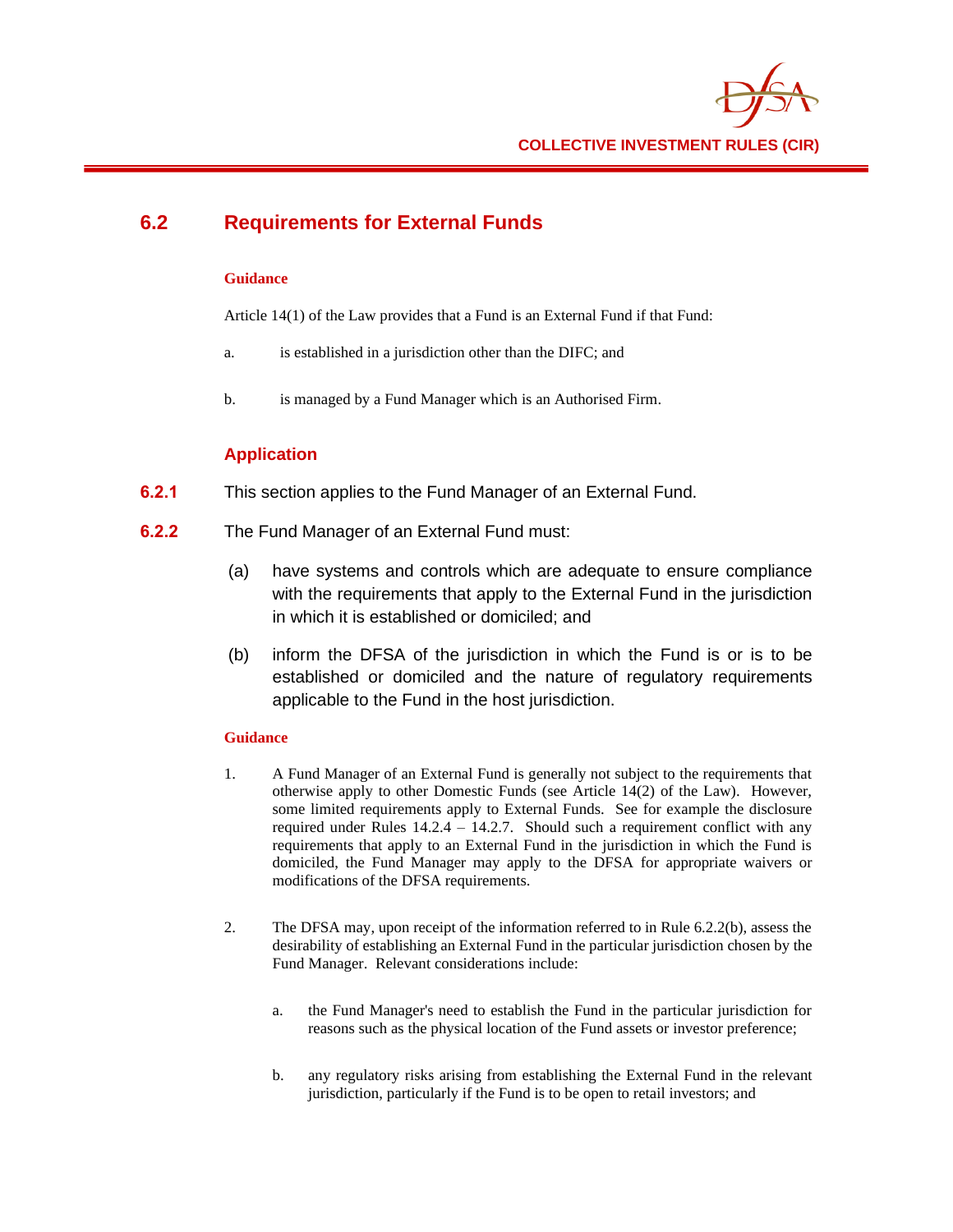## 6.2 Requirements for External Funds

**Guidance**

Article 14(1) of the Law provides that a Fund is an External Fund if that Fund:

a. is established in a jurisdiction other than the DIFC; and

b. is managed by a Fund Manager which is an Authorised Firm.

### Application

**6.2.1** This section applies to the Fund Manager of an External Fund.

**6.2.2** The Fund Manager of an External Fund must:

(a) have systems and controls which are adequate to ensure compliance with the requirements that apply to the External Fund in the jurisdiction in which it is established or domiciled; and

(b) inform the DFSA of the jurisdiction in which the Fund is or is to be established or domiciled and the nature of regulatory requirements applicable to the Fund in the host jurisdiction.

**Guidance**

1. A Fund Manager of an External Fund is generally not subject to the requirements that otherwise apply to other Domestic Funds (see Article 14(2) of the Law). However, some limited requirements apply to External Funds. See for example the disclosure required under Rules 14.2.4 – 14.2.7. Should such a requirement conflict with any requirements that apply to an External Fund in the jurisdiction in which the Fund is domiciled, the Fund Manager may apply to the DFSA for appropriate waivers or modifications of the DFSA requirements.

2. The DFSA may, upon receipt of the information referred to in Rule 6.2.2(b), assess the desirability of establishing an External Fund in the particular jurisdiction chosen by the Fund Manager. Relevant considerations include:

   a. the Fund Manager's need to establish the Fund in the particular jurisdiction for reasons such as the physical location of the Fund assets or investor preference;

   b. any regulatory risks arising from establishing the External Fund in the relevant jurisdiction, particularly if the Fund is to be open to retail investors; and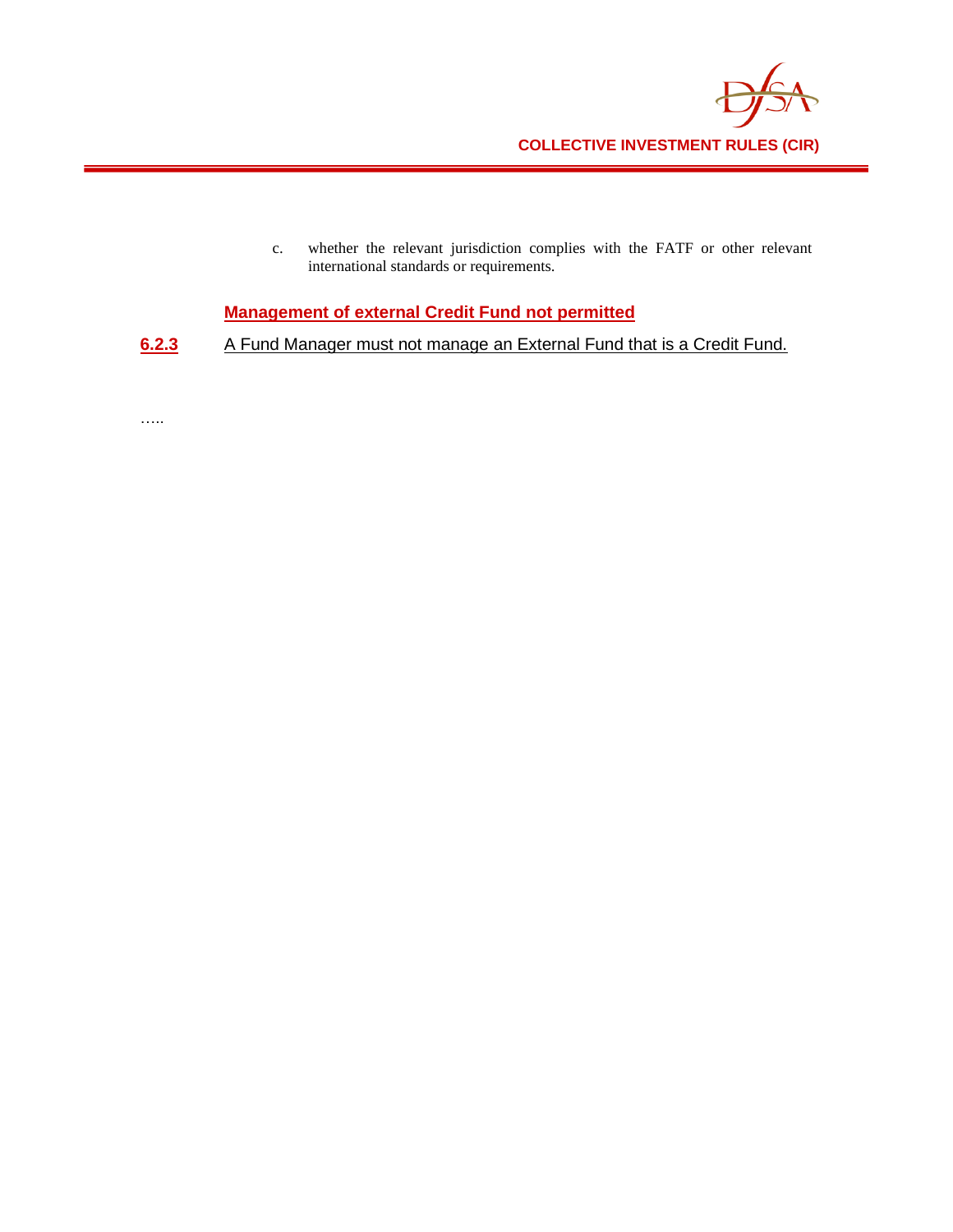c. whether the relevant jurisdiction complies with the FATF or other relevant international standards or requirements.

**Management of external Credit Fund not permitted**

**6.2.3** A Fund Manager must not manage an External Fund that is a Credit Fund.

…..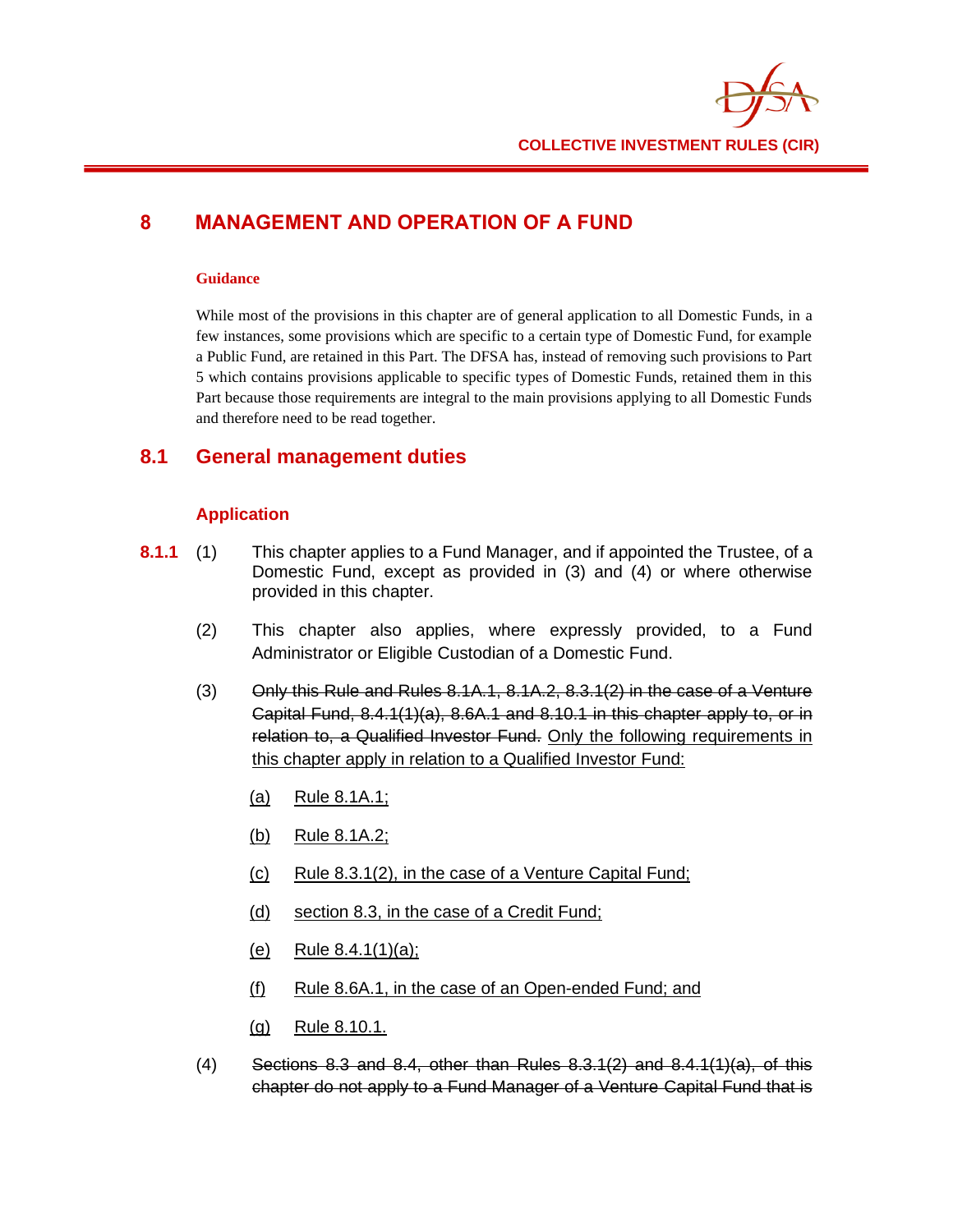# 8 MANAGEMENT AND OPERATION OF A FUND

**Guidance**

While most of the provisions in this chapter are of general application to all Domestic Funds, in a few instances, some provisions which are specific to a certain type of Domestic Fund, for example a Public Fund, are retained in this Part. The DFSA has, instead of removing such provisions to Part 5 which contains provisions applicable to specific types of Domestic Funds, retained them in this Part because those requirements are integral to the main provisions applying to all Domestic Funds and therefore need to be read together.

## 8.1 General management duties

### Application

**8.1.1** (1) This chapter applies to a Fund Manager, and if appointed the Trustee, of a Domestic Fund, except as provided in (3) and (4) or where otherwise provided in this chapter.

(2) This chapter also applies, where expressly provided, to a Fund Administrator or Eligible Custodian of a Domestic Fund.

(3) ~~Only this Rule and Rules 8.1A.1, 8.1A.2, 8.3.1(2) in the case of a Venture Capital Fund, 8.4.1(1)(a), 8.6A.1 and 8.10.1 in this chapter apply to, or in relation to, a Qualified Investor Fund.~~ <u>Only the following requirements in this chapter apply in relation to a Qualified Investor Fund:</u>

<u>(a)</u> <u>Rule 8.1A.1;</u>

<u>(b)</u> <u>Rule 8.1A.2;</u>

<u>(c)</u> <u>Rule 8.3.1(2), in the case of a Venture Capital Fund;</u>

<u>(d)</u> <u>section 8.3, in the case of a Credit Fund;</u>

<u>(e)</u> <u>Rule 8.4.1(1)(a);</u>

<u>(f)</u> <u>Rule 8.6A.1, in the case of an Open-ended Fund; and</u>

<u>(g)</u> <u>Rule 8.10.1.</u>

(4) ~~Sections 8.3 and 8.4, other than Rules 8.3.1(2) and 8.4.1(1)(a), of this chapter do not apply to a Fund Manager of a Venture Capital Fund that is~~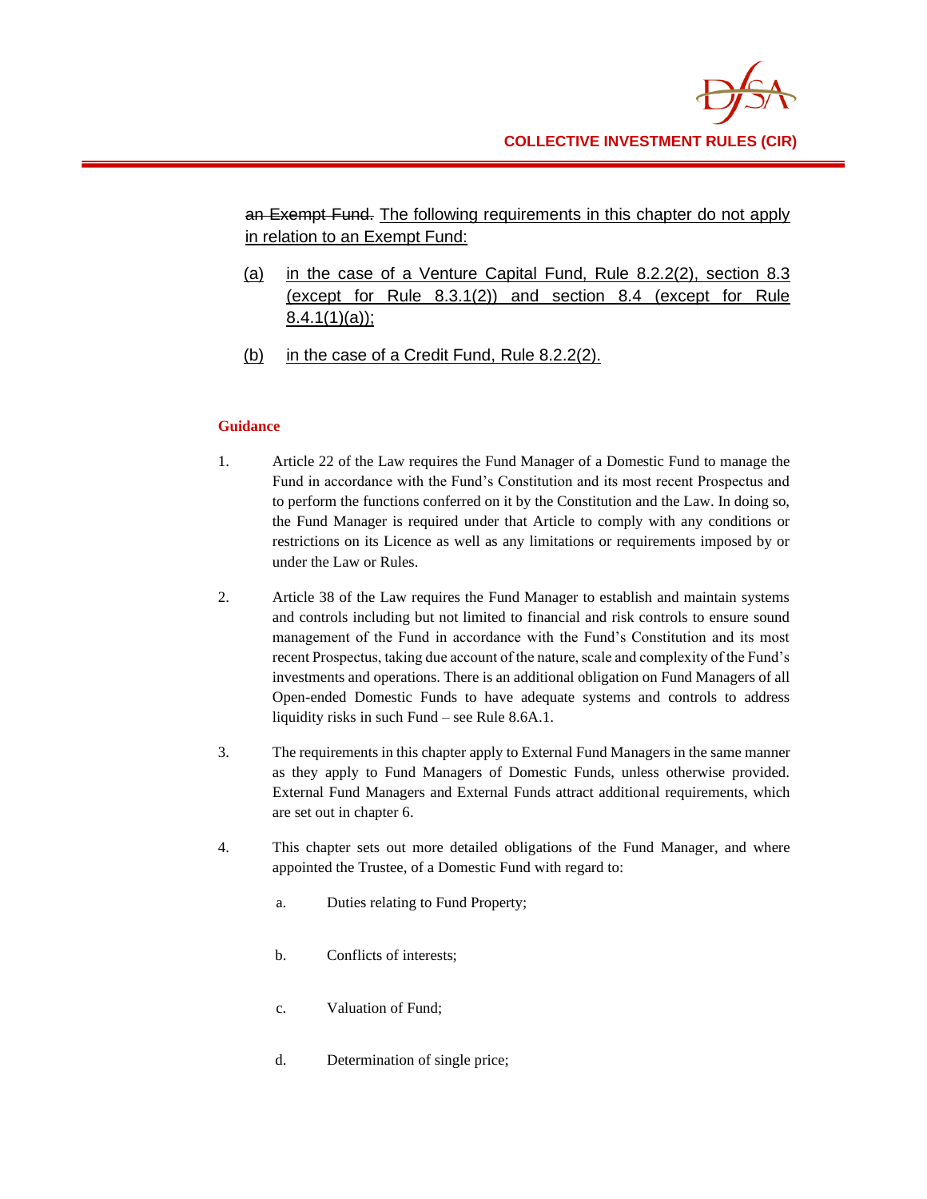~~an Exempt Fund.~~ <u>The following requirements in this chapter do not apply in relation to an Exempt Fund:</u>

<u>(a)</u> <u>in the case of a Venture Capital Fund, Rule 8.2.2(2), section 8.3 (except for Rule 8.3.1(2)) and section 8.4 (except for Rule 8.4.1(1)(a));</u>

<u>(b)</u> <u>in the case of a Credit Fund, Rule 8.2.2(2).</u>

**Guidance**

1. Article 22 of the Law requires the Fund Manager of a Domestic Fund to manage the Fund in accordance with the Fund's Constitution and its most recent Prospectus and to perform the functions conferred on it by the Constitution and the Law. In doing so, the Fund Manager is required under that Article to comply with any conditions or restrictions on its Licence as well as any limitations or requirements imposed by or under the Law or Rules.

2. Article 38 of the Law requires the Fund Manager to establish and maintain systems and controls including but not limited to financial and risk controls to ensure sound management of the Fund in accordance with the Fund's Constitution and its most recent Prospectus, taking due account of the nature, scale and complexity of the Fund's investments and operations. There is an additional obligation on Fund Managers of all Open-ended Domestic Funds to have adequate systems and controls to address liquidity risks in such Fund – see Rule 8.6A.1.

3. The requirements in this chapter apply to External Fund Managers in the same manner as they apply to Fund Managers of Domestic Funds, unless otherwise provided. External Fund Managers and External Funds attract additional requirements, which are set out in chapter 6.

4. This chapter sets out more detailed obligations of the Fund Manager, and where appointed the Trustee, of a Domestic Fund with regard to:

   a. Duties relating to Fund Property;

   b. Conflicts of interests;

   c. Valuation of Fund;

   d. Determination of single price;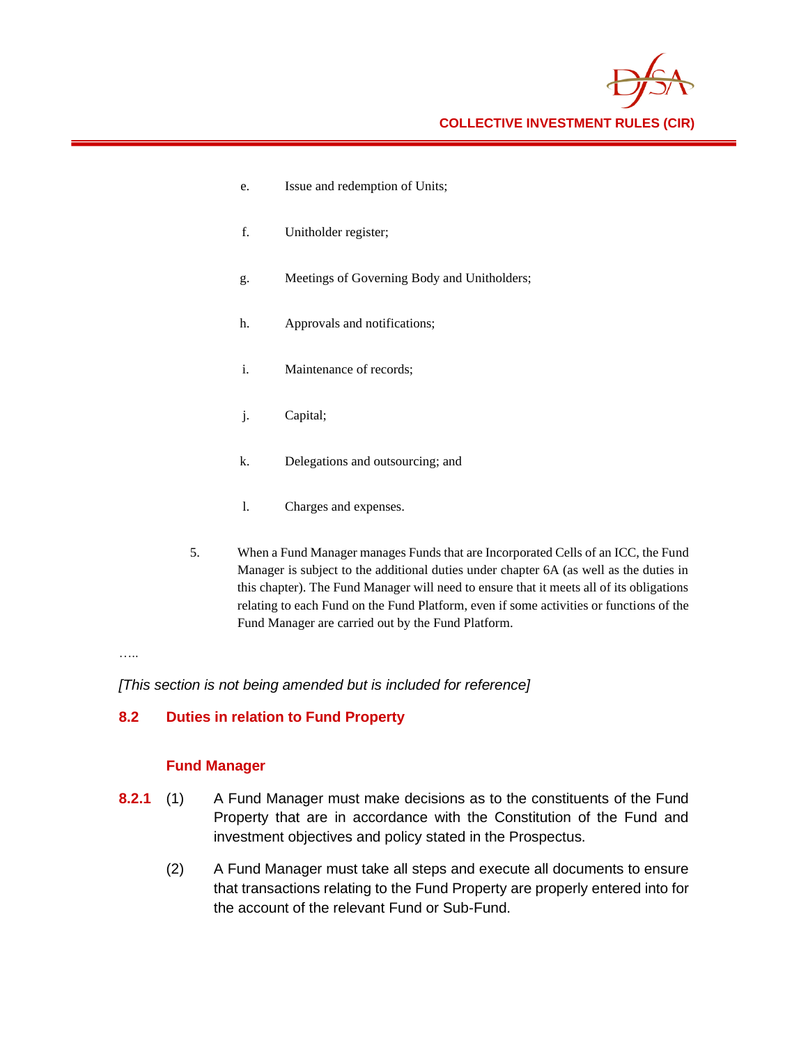e. Issue and redemption of Units;

f. Unitholder register;

g. Meetings of Governing Body and Unitholders;

h. Approvals and notifications;

i. Maintenance of records;

j. Capital;

k. Delegations and outsourcing; and

l. Charges and expenses.

5. When a Fund Manager manages Funds that are Incorporated Cells of an ICC, the Fund Manager is subject to the additional duties under chapter 6A (as well as the duties in this chapter). The Fund Manager will need to ensure that it meets all of its obligations relating to each Fund on the Fund Platform, even if some activities or functions of the Fund Manager are carried out by the Fund Platform.

…..

*[This section is not being amended but is included for reference]*

## 8.2 Duties in relation to Fund Property

### Fund Manager

**8.2.1** (1) A Fund Manager must make decisions as to the constituents of the Fund Property that are in accordance with the Constitution of the Fund and investment objectives and policy stated in the Prospectus.

(2) A Fund Manager must take all steps and execute all documents to ensure that transactions relating to the Fund Property are properly entered into for the account of the relevant Fund or Sub-Fund.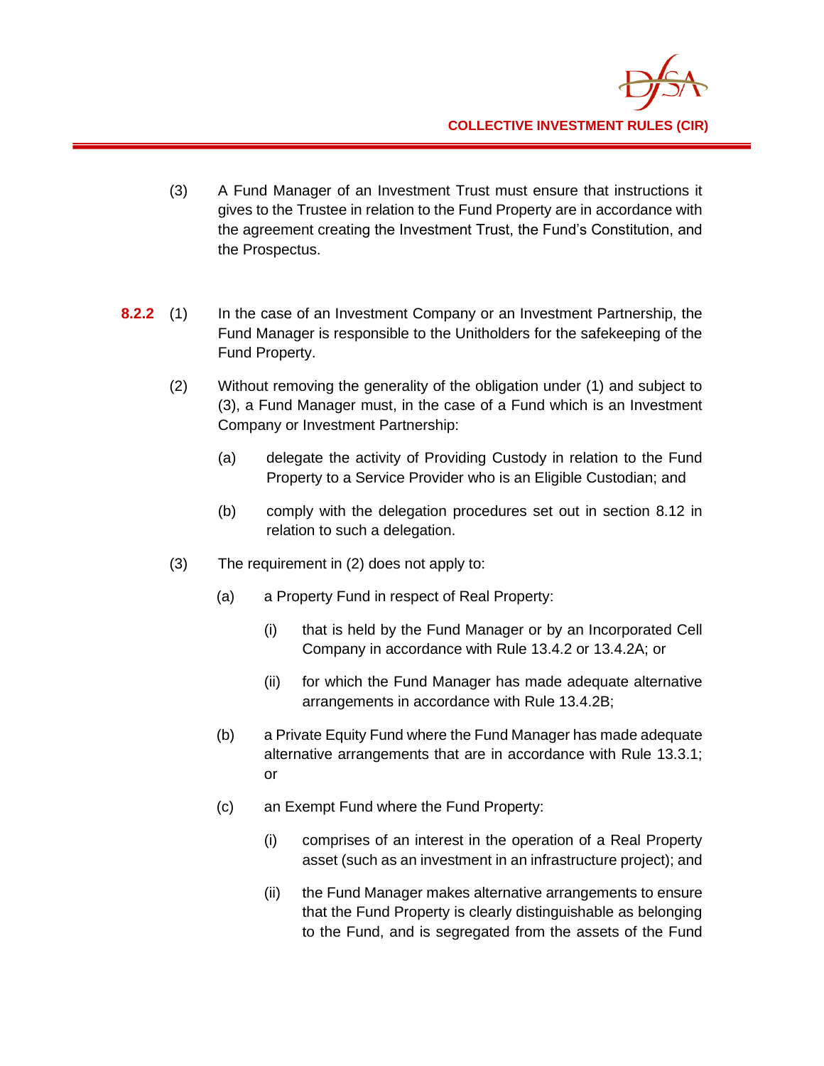(3) A Fund Manager of an Investment Trust must ensure that instructions it gives to the Trustee in relation to the Fund Property are in accordance with the agreement creating the Investment Trust, the Fund's Constitution, and the Prospectus.

**8.2.2** (1) In the case of an Investment Company or an Investment Partnership, the Fund Manager is responsible to the Unitholders for the safekeeping of the Fund Property.

(2) Without removing the generality of the obligation under (1) and subject to (3), a Fund Manager must, in the case of a Fund which is an Investment Company or Investment Partnership:

(a) delegate the activity of Providing Custody in relation to the Fund Property to a Service Provider who is an Eligible Custodian; and

(b) comply with the delegation procedures set out in section 8.12 in relation to such a delegation.

(3) The requirement in (2) does not apply to:

(a) a Property Fund in respect of Real Property:

(i) that is held by the Fund Manager or by an Incorporated Cell Company in accordance with Rule 13.4.2 or 13.4.2A; or

(ii) for which the Fund Manager has made adequate alternative arrangements in accordance with Rule 13.4.2B;

(b) a Private Equity Fund where the Fund Manager has made adequate alternative arrangements that are in accordance with Rule 13.3.1; or

(c) an Exempt Fund where the Fund Property:

(i) comprises of an interest in the operation of a Real Property asset (such as an investment in an infrastructure project); and

(ii) the Fund Manager makes alternative arrangements to ensure that the Fund Property is clearly distinguishable as belonging to the Fund, and is segregated from the assets of the Fund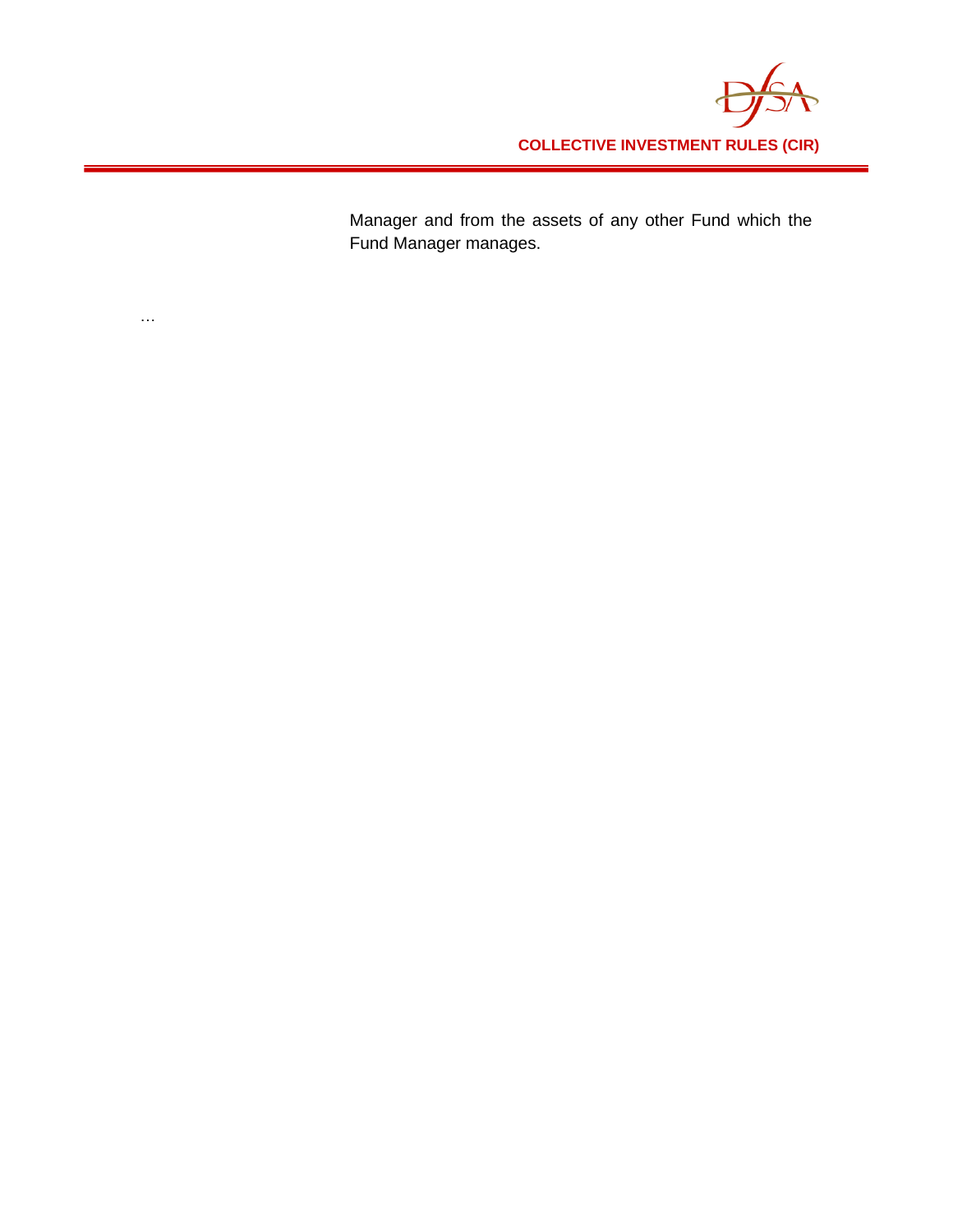Manager and from the assets of any other Fund which the Fund Manager manages.

…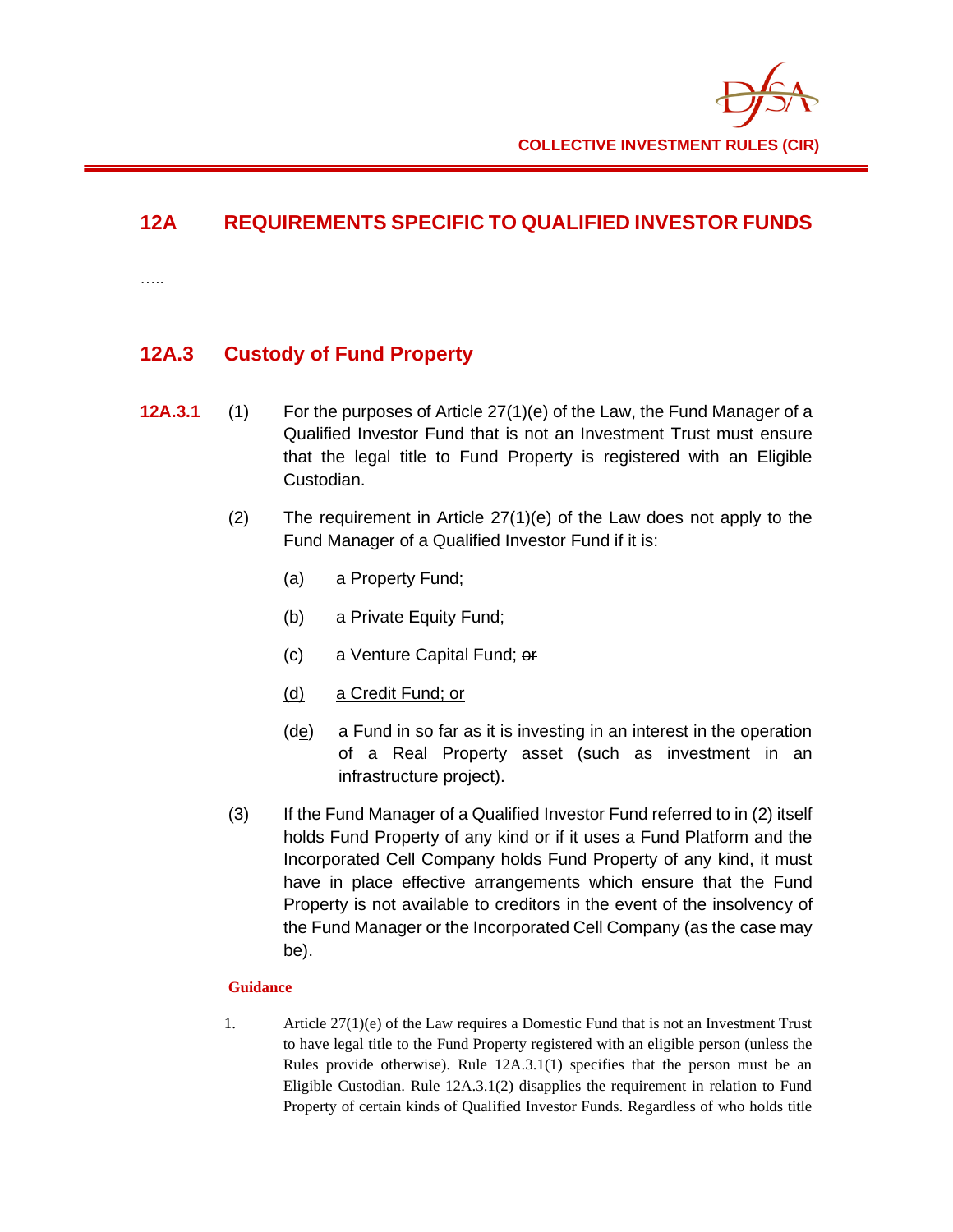## 12A REQUIREMENTS SPECIFIC TO QUALIFIED INVESTOR FUNDS

…..

### 12A.3 Custody of Fund Property

**12A.3.1** (1) For the purposes of Article 27(1)(e) of the Law, the Fund Manager of a Qualified Investor Fund that is not an Investment Trust must ensure that the legal title to Fund Property is registered with an Eligible Custodian.

(2) The requirement in Article 27(1)(e) of the Law does not apply to the Fund Manager of a Qualified Investor Fund if it is:

(a) a Property Fund;

(b) a Private Equity Fund;

(c) a Venture Capital Fund; ~~or~~

<u>(d) a Credit Fund; or</u>

(~~d~~<u>e</u>) a Fund in so far as it is investing in an interest in the operation of a Real Property asset (such as investment in an infrastructure project).

(3) If the Fund Manager of a Qualified Investor Fund referred to in (2) itself holds Fund Property of any kind or if it uses a Fund Platform and the Incorporated Cell Company holds Fund Property of any kind, it must have in place effective arrangements which ensure that the Fund Property is not available to creditors in the event of the insolvency of the Fund Manager or the Incorporated Cell Company (as the case may be).

**Guidance**

1. Article 27(1)(e) of the Law requires a Domestic Fund that is not an Investment Trust to have legal title to the Fund Property registered with an eligible person (unless the Rules provide otherwise). Rule 12A.3.1(1) specifies that the person must be an Eligible Custodian. Rule 12A.3.1(2) disapplies the requirement in relation to Fund Property of certain kinds of Qualified Investor Funds. Regardless of who holds title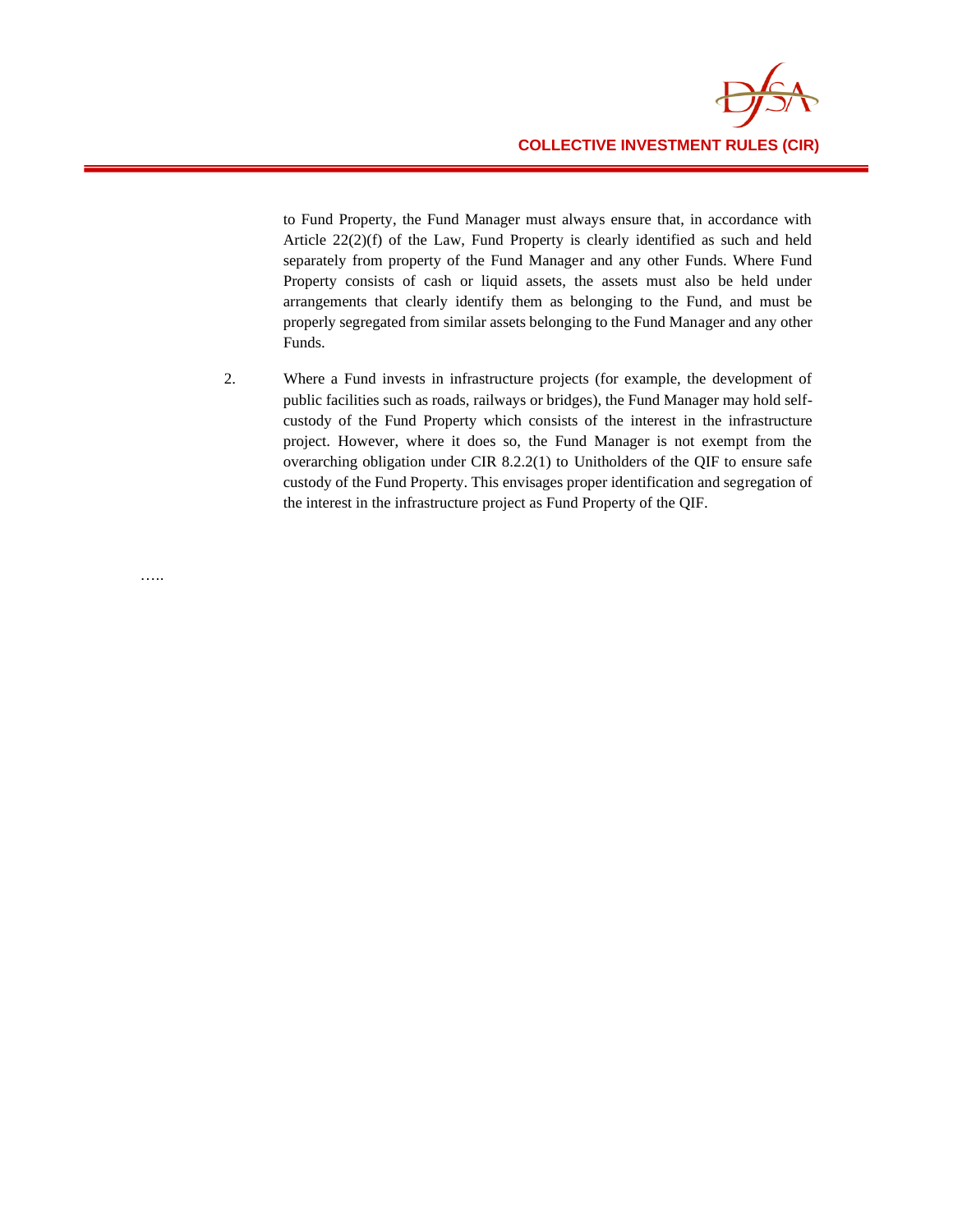to Fund Property, the Fund Manager must always ensure that, in accordance with Article 22(2)(f) of the Law, Fund Property is clearly identified as such and held separately from property of the Fund Manager and any other Funds. Where Fund Property consists of cash or liquid assets, the assets must also be held under arrangements that clearly identify them as belonging to the Fund, and must be properly segregated from similar assets belonging to the Fund Manager and any other Funds.

2. Where a Fund invests in infrastructure projects (for example, the development of public facilities such as roads, railways or bridges), the Fund Manager may hold self-custody of the Fund Property which consists of the interest in the infrastructure project. However, where it does so, the Fund Manager is not exempt from the overarching obligation under CIR 8.2.2(1) to Unitholders of the QIF to ensure safe custody of the Fund Property. This envisages proper identification and segregation of the interest in the infrastructure project as Fund Property of the QIF.

…..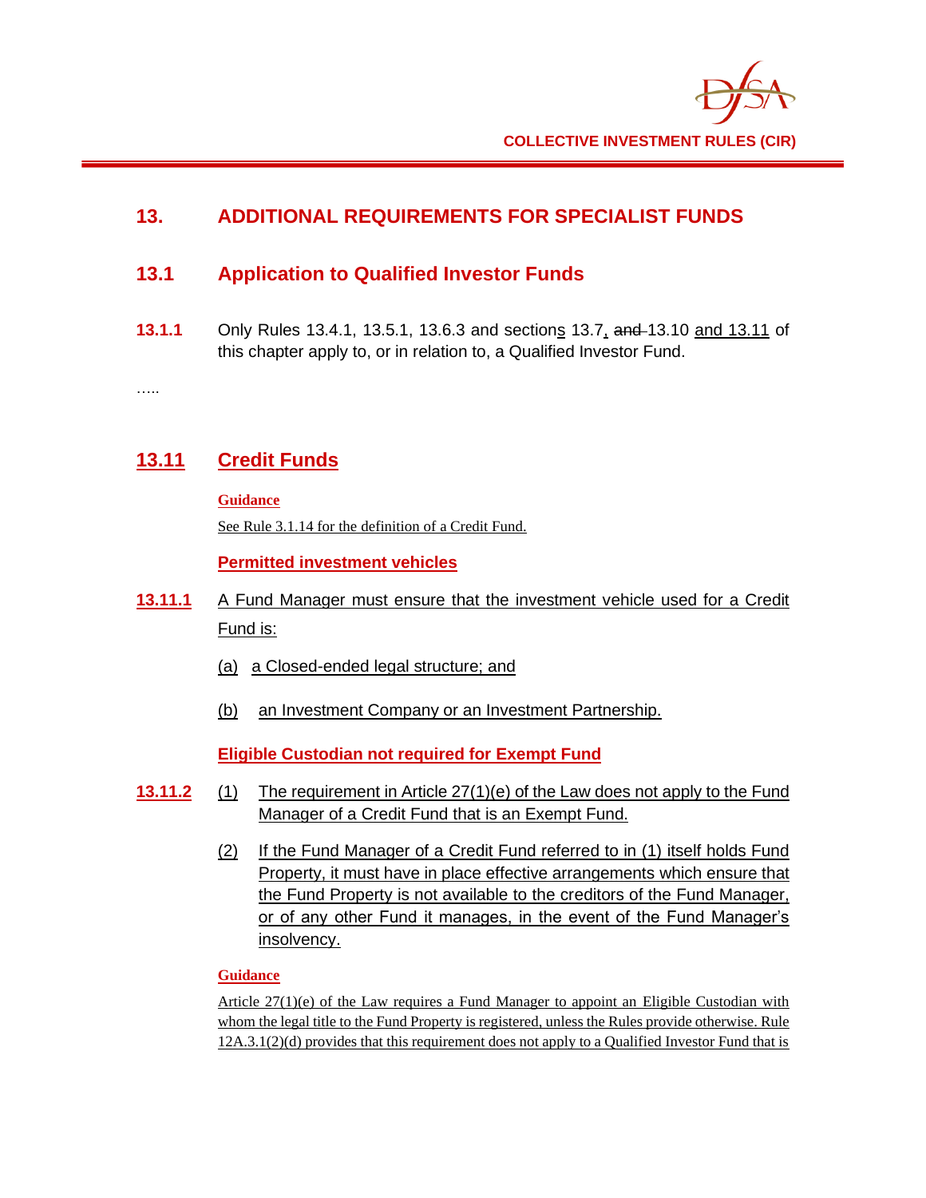# 13. ADDITIONAL REQUIREMENTS FOR SPECIALIST FUNDS

## 13.1 Application to Qualified Investor Funds

**13.1.1** Only Rules 13.4.1, 13.5.1, 13.6.3 and sections 13.7, ~~and~~ 13.10 and 13.11 of this chapter apply to, or in relation to, a Qualified Investor Fund.

…..

## 13.11 Credit Funds

**Guidance**

See Rule 3.1.14 for the definition of a Credit Fund.

**Permitted investment vehicles**

**13.11.1** A Fund Manager must ensure that the investment vehicle used for a Credit Fund is:

(a) a Closed-ended legal structure; and

(b) an Investment Company or an Investment Partnership.

**Eligible Custodian not required for Exempt Fund**

**13.11.2** (1) The requirement in Article 27(1)(e) of the Law does not apply to the Fund Manager of a Credit Fund that is an Exempt Fund.

(2) If the Fund Manager of a Credit Fund referred to in (1) itself holds Fund Property, it must have in place effective arrangements which ensure that the Fund Property is not available to the creditors of the Fund Manager, or of any other Fund it manages, in the event of the Fund Manager's insolvency.

**Guidance**

Article 27(1)(e) of the Law requires a Fund Manager to appoint an Eligible Custodian with whom the legal title to the Fund Property is registered, unless the Rules provide otherwise. Rule 12A.3.1(2)(d) provides that this requirement does not apply to a Qualified Investor Fund that is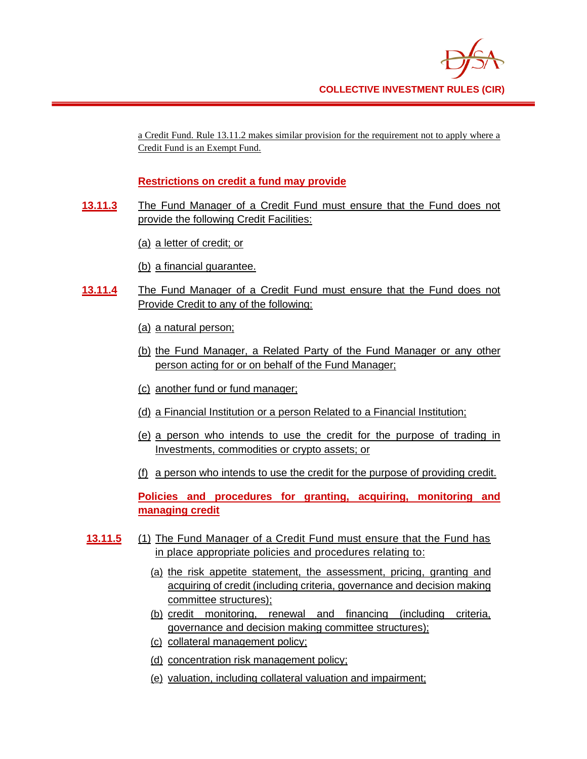a Credit Fund. Rule 13.11.2 makes similar provision for the requirement not to apply where a Credit Fund is an Exempt Fund.

### Restrictions on credit a fund may provide

**13.11.3** The Fund Manager of a Credit Fund must ensure that the Fund does not provide the following Credit Facilities:

(a) a letter of credit; or

(b) a financial guarantee.

**13.11.4** The Fund Manager of a Credit Fund must ensure that the Fund does not Provide Credit to any of the following:

(a) a natural person;

(b) the Fund Manager, a Related Party of the Fund Manager or any other person acting for or on behalf of the Fund Manager;

(c) another fund or fund manager;

(d) a Financial Institution or a person Related to a Financial Institution;

(e) a person who intends to use the credit for the purpose of trading in Investments, commodities or crypto assets; or

(f) a person who intends to use the credit for the purpose of providing credit.

### Policies and procedures for granting, acquiring, monitoring and managing credit

**13.11.5** (1) The Fund Manager of a Credit Fund must ensure that the Fund has in place appropriate policies and procedures relating to:

(a) the risk appetite statement, the assessment, pricing, granting and acquiring of credit (including criteria, governance and decision making committee structures);

(b) credit monitoring, renewal and financing (including criteria, governance and decision making committee structures);

(c) collateral management policy;

(d) concentration risk management policy;

(e) valuation, including collateral valuation and impairment;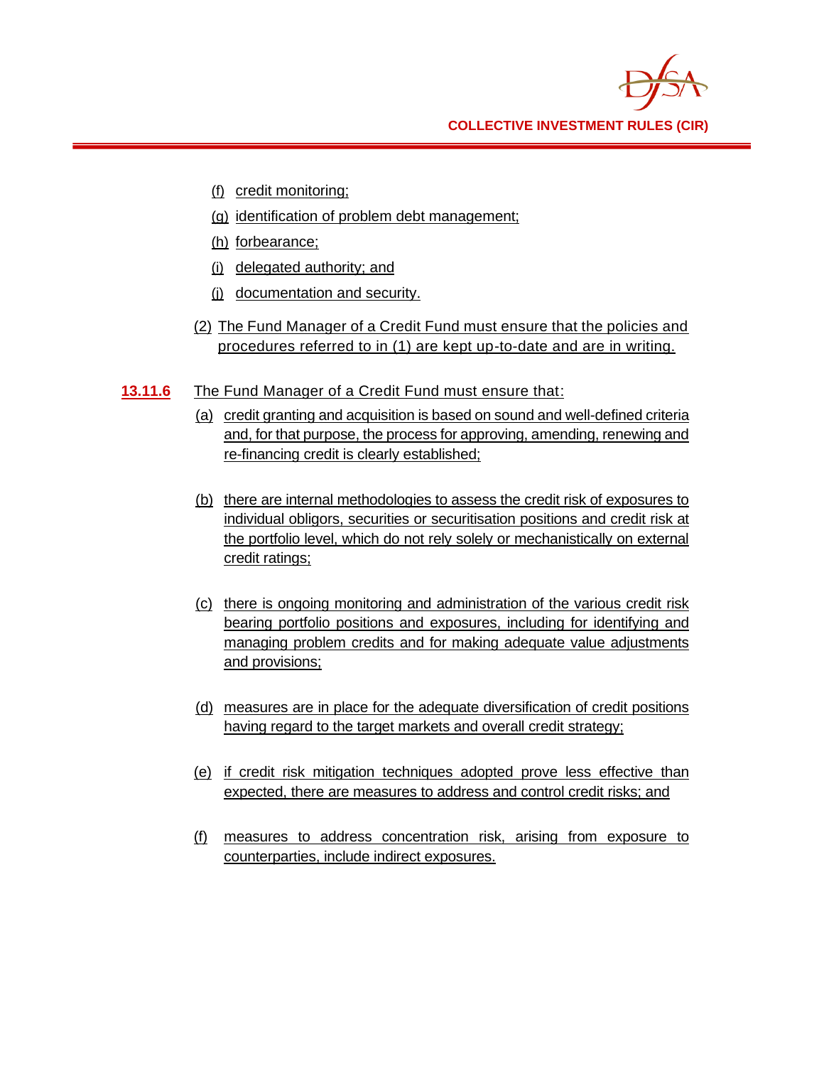(f) credit monitoring;

(g) identification of problem debt management;

(h) forbearance;

(i) delegated authority; and

(j) documentation and security.

(2) The Fund Manager of a Credit Fund must ensure that the policies and procedures referred to in (1) are kept up-to-date and are in writing.

**13.11.6** The Fund Manager of a Credit Fund must ensure that:

(a) credit granting and acquisition is based on sound and well-defined criteria and, for that purpose, the process for approving, amending, renewing and re-financing credit is clearly established;

(b) there are internal methodologies to assess the credit risk of exposures to individual obligors, securities or securitisation positions and credit risk at the portfolio level, which do not rely solely or mechanistically on external credit ratings;

(c) there is ongoing monitoring and administration of the various credit risk bearing portfolio positions and exposures, including for identifying and managing problem credits and for making adequate value adjustments and provisions;

(d) measures are in place for the adequate diversification of credit positions having regard to the target markets and overall credit strategy;

(e) if credit risk mitigation techniques adopted prove less effective than expected, there are measures to address and control credit risks; and

(f) measures to address concentration risk, arising from exposure to counterparties, include indirect exposures.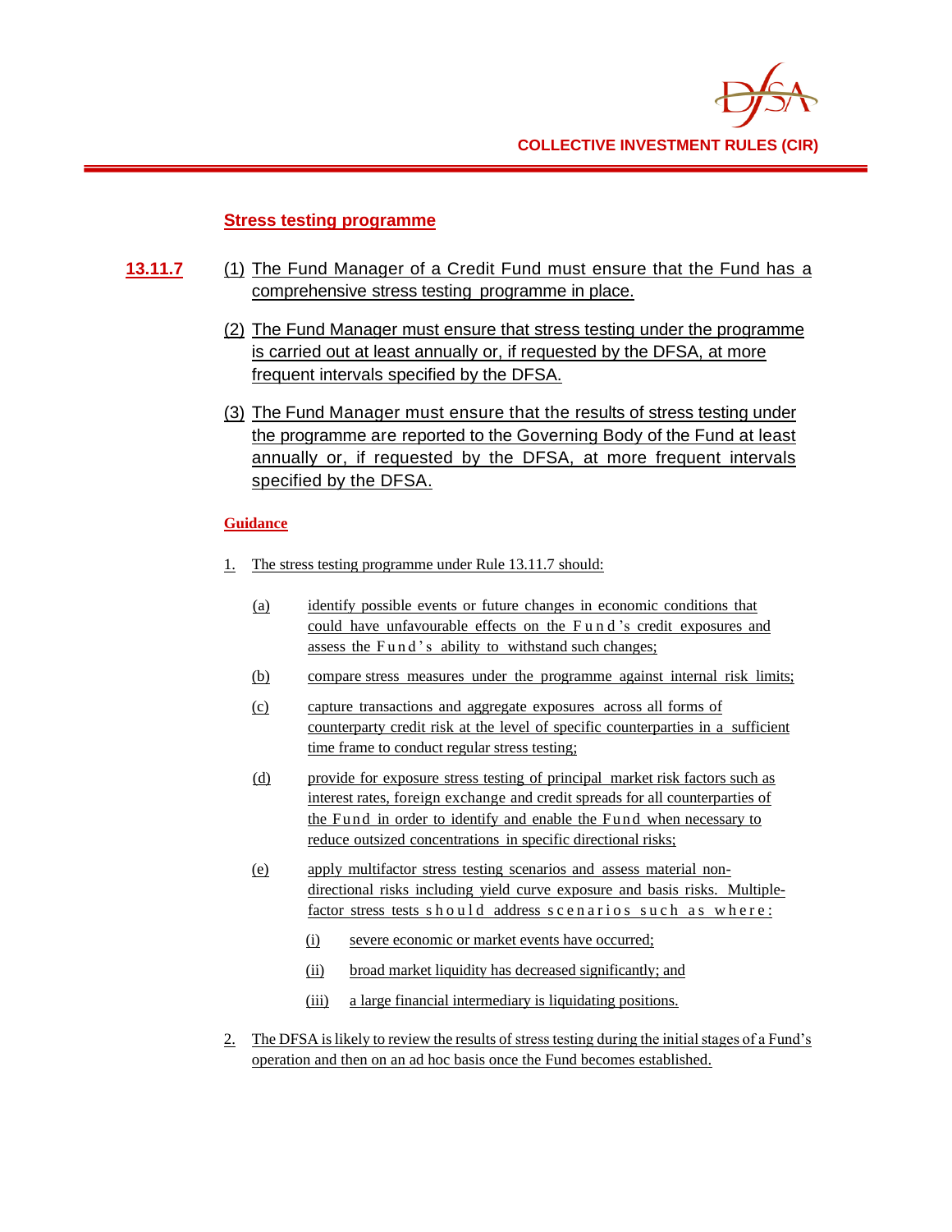### Stress testing programme

**13.11.7** (1) The Fund Manager of a Credit Fund must ensure that the Fund has a comprehensive stress testing programme in place.

(2) The Fund Manager must ensure that stress testing under the programme is carried out at least annually or, if requested by the DFSA, at more frequent intervals specified by the DFSA.

(3) The Fund Manager must ensure that the results of stress testing under the programme are reported to the Governing Body of the Fund at least annually or, if requested by the DFSA, at more frequent intervals specified by the DFSA.

**Guidance**

1. The stress testing programme under Rule 13.11.7 should:

   (a) identify possible events or future changes in economic conditions that could have unfavourable effects on the Fund's credit exposures and assess the Fund's ability to withstand such changes;

   (b) compare stress measures under the programme against internal risk limits;

   (c) capture transactions and aggregate exposures across all forms of counterparty credit risk at the level of specific counterparties in a sufficient time frame to conduct regular stress testing;

   (d) provide for exposure stress testing of principal market risk factors such as interest rates, foreign exchange and credit spreads for all counterparties of the Fund in order to identify and enable the Fund when necessary to reduce outsized concentrations in specific directional risks;

   (e) apply multifactor stress testing scenarios and assess material non-directional risks including yield curve exposure and basis risks. Multiple-factor stress tests should address scenarios such as where:

      (i) severe economic or market events have occurred;

      (ii) broad market liquidity has decreased significantly; and

      (iii) a large financial intermediary is liquidating positions.

2. The DFSA is likely to review the results of stress testing during the initial stages of a Fund's operation and then on an ad hoc basis once the Fund becomes established.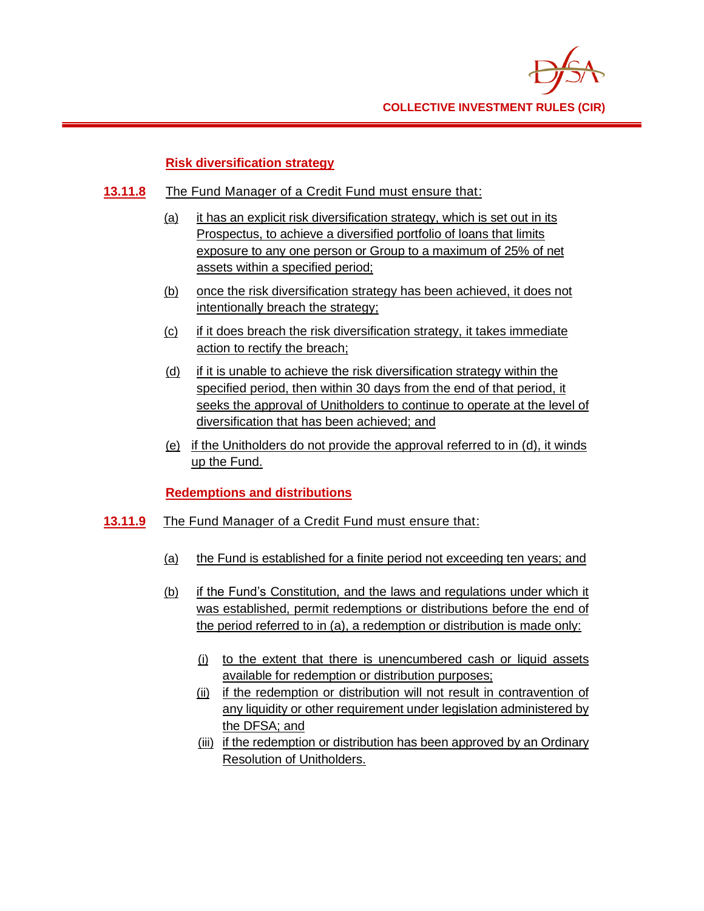**Risk diversification strategy**

**13.11.8** The Fund Manager of a Credit Fund must ensure that:

(a) it has an explicit risk diversification strategy, which is set out in its Prospectus, to achieve a diversified portfolio of loans that limits exposure to any one person or Group to a maximum of 25% of net assets within a specified period;

(b) once the risk diversification strategy has been achieved, it does not intentionally breach the strategy;

(c) if it does breach the risk diversification strategy, it takes immediate action to rectify the breach;

(d) if it is unable to achieve the risk diversification strategy within the specified period, then within 30 days from the end of that period, it seeks the approval of Unitholders to continue to operate at the level of diversification that has been achieved; and

(e) if the Unitholders do not provide the approval referred to in (d), it winds up the Fund.

**Redemptions and distributions**

**13.11.9** The Fund Manager of a Credit Fund must ensure that:

(a) the Fund is established for a finite period not exceeding ten years; and

(b) if the Fund's Constitution, and the laws and regulations under which it was established, permit redemptions or distributions before the end of the period referred to in (a), a redemption or distribution is made only:

(i) to the extent that there is unencumbered cash or liquid assets available for redemption or distribution purposes;

(ii) if the redemption or distribution will not result in contravention of any liquidity or other requirement under legislation administered by the DFSA; and

(iii) if the redemption or distribution has been approved by an Ordinary Resolution of Unitholders.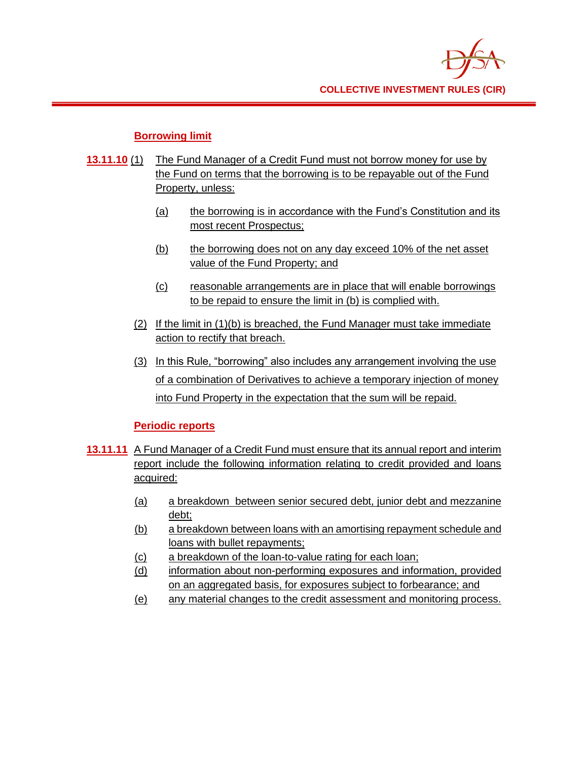### Borrowing limit

**13.11.10** (1) The Fund Manager of a Credit Fund must not borrow money for use by the Fund on terms that the borrowing is to be repayable out of the Fund Property, unless:

(a) the borrowing is in accordance with the Fund's Constitution and its most recent Prospectus;

(b) the borrowing does not on any day exceed 10% of the net asset value of the Fund Property; and

(c) reasonable arrangements are in place that will enable borrowings to be repaid to ensure the limit in (b) is complied with.

(2) If the limit in (1)(b) is breached, the Fund Manager must take immediate action to rectify that breach.

(3) In this Rule, "borrowing" also includes any arrangement involving the use of a combination of Derivatives to achieve a temporary injection of money into Fund Property in the expectation that the sum will be repaid.

### Periodic reports

**13.11.11** A Fund Manager of a Credit Fund must ensure that its annual report and interim report include the following information relating to credit provided and loans acquired:

(a) a breakdown between senior secured debt, junior debt and mezzanine debt;

(b) a breakdown between loans with an amortising repayment schedule and loans with bullet repayments;

(c) a breakdown of the loan-to-value rating for each loan;

(d) information about non-performing exposures and information, provided on an aggregated basis, for exposures subject to forbearance; and

(e) any material changes to the credit assessment and monitoring process.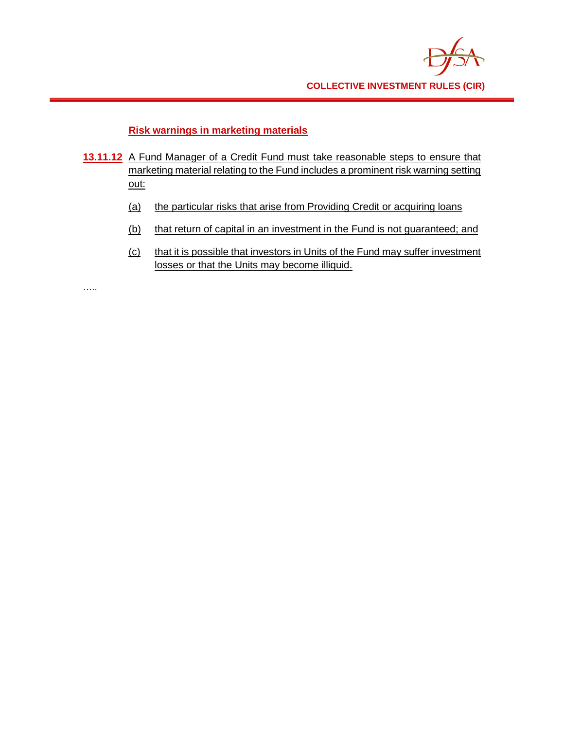**Risk warnings in marketing materials**

**13.11.12** A Fund Manager of a Credit Fund must take reasonable steps to ensure that marketing material relating to the Fund includes a prominent risk warning setting out:

(a) the particular risks that arise from Providing Credit or acquiring loans

(b) that return of capital in an investment in the Fund is not guaranteed; and

(c) that it is possible that investors in Units of the Fund may suffer investment losses or that the Units may become illiquid.

…..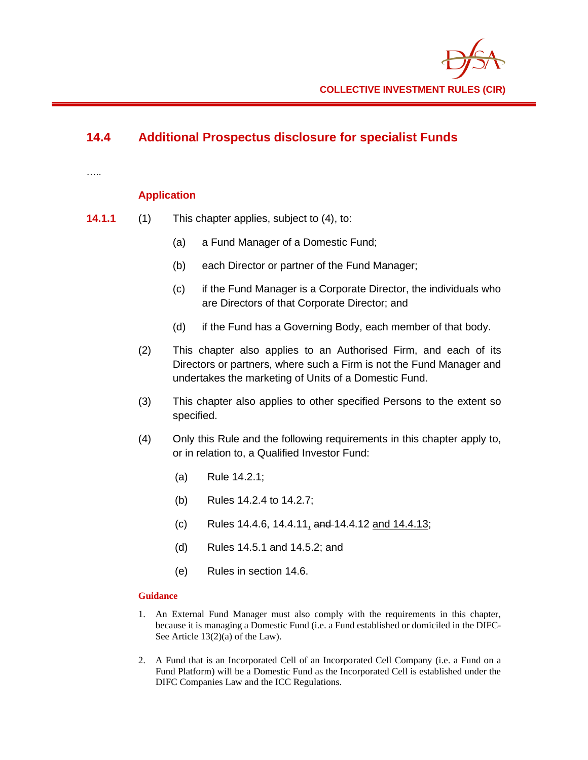## 14.4 Additional Prospectus disclosure for specialist Funds

…..

### Application

**14.1.1** (1) This chapter applies, subject to (4), to:

(a) a Fund Manager of a Domestic Fund;

(b) each Director or partner of the Fund Manager;

(c) if the Fund Manager is a Corporate Director, the individuals who are Directors of that Corporate Director; and

(d) if the Fund has a Governing Body, each member of that body.

(2) This chapter also applies to an Authorised Firm, and each of its Directors or partners, where such a Firm is not the Fund Manager and undertakes the marketing of Units of a Domestic Fund.

(3) This chapter also applies to other specified Persons to the extent so specified.

(4) Only this Rule and the following requirements in this chapter apply to, or in relation to, a Qualified Investor Fund:

(a) Rule 14.2.1;

(b) Rules 14.2.4 to 14.2.7;

(c) Rules 14.4.6, 14.4.11, ~~and~~ 14.4.12 and 14.4.13;

(d) Rules 14.5.1 and 14.5.2; and

(e) Rules in section 14.6.

#### Guidance

1. An External Fund Manager must also comply with the requirements in this chapter, because it is managing a Domestic Fund (i.e. a Fund established or domiciled in the DIFC- See Article 13(2)(a) of the Law).

2. A Fund that is an Incorporated Cell of an Incorporated Cell Company (i.e. a Fund on a Fund Platform) will be a Domestic Fund as the Incorporated Cell is established under the DIFC Companies Law and the ICC Regulations.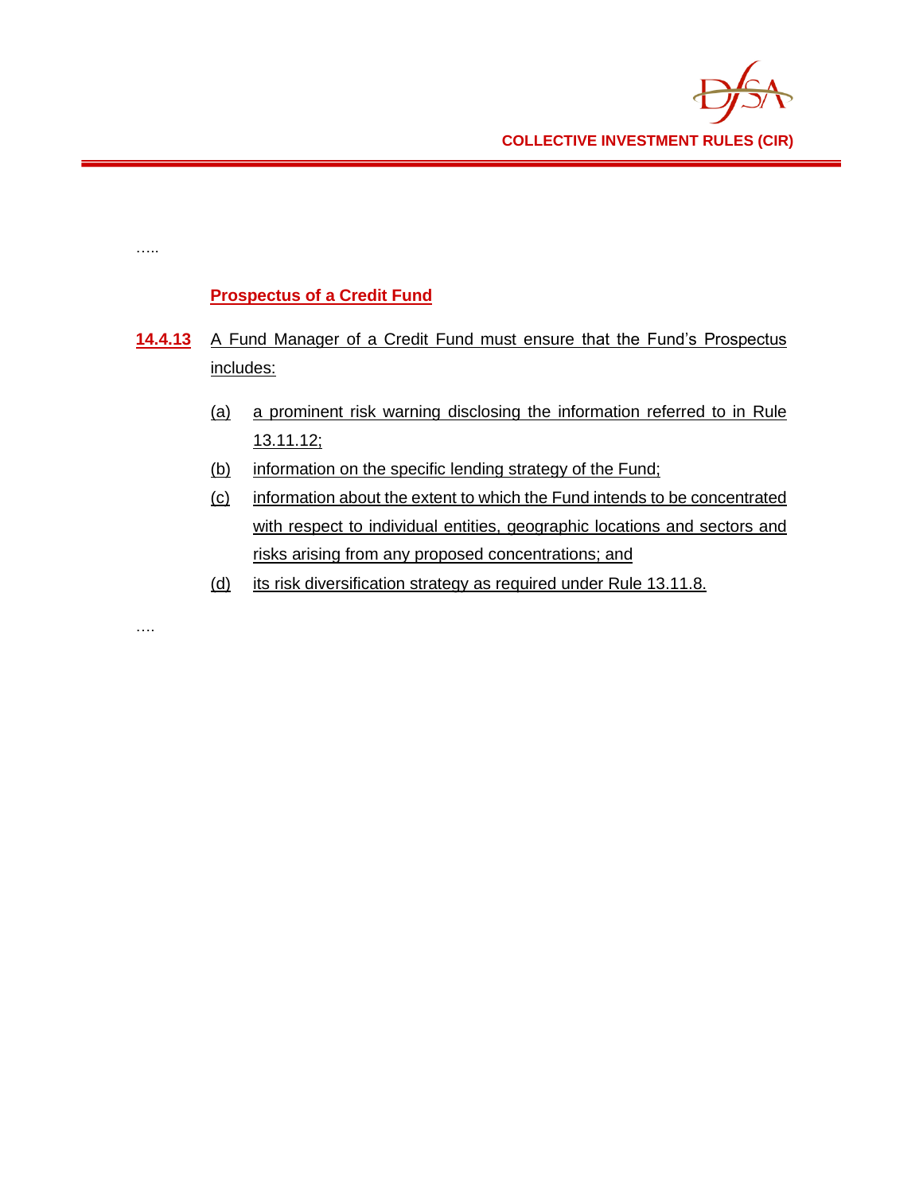…..

**Prospectus of a Credit Fund**

**14.4.13** A Fund Manager of a Credit Fund must ensure that the Fund's Prospectus includes:

(a) a prominent risk warning disclosing the information referred to in Rule 13.11.12;

(b) information on the specific lending strategy of the Fund;

(c) information about the extent to which the Fund intends to be concentrated with respect to individual entities, geographic locations and sectors and risks arising from any proposed concentrations; and

(d) its risk diversification strategy as required under Rule 13.11.8.

….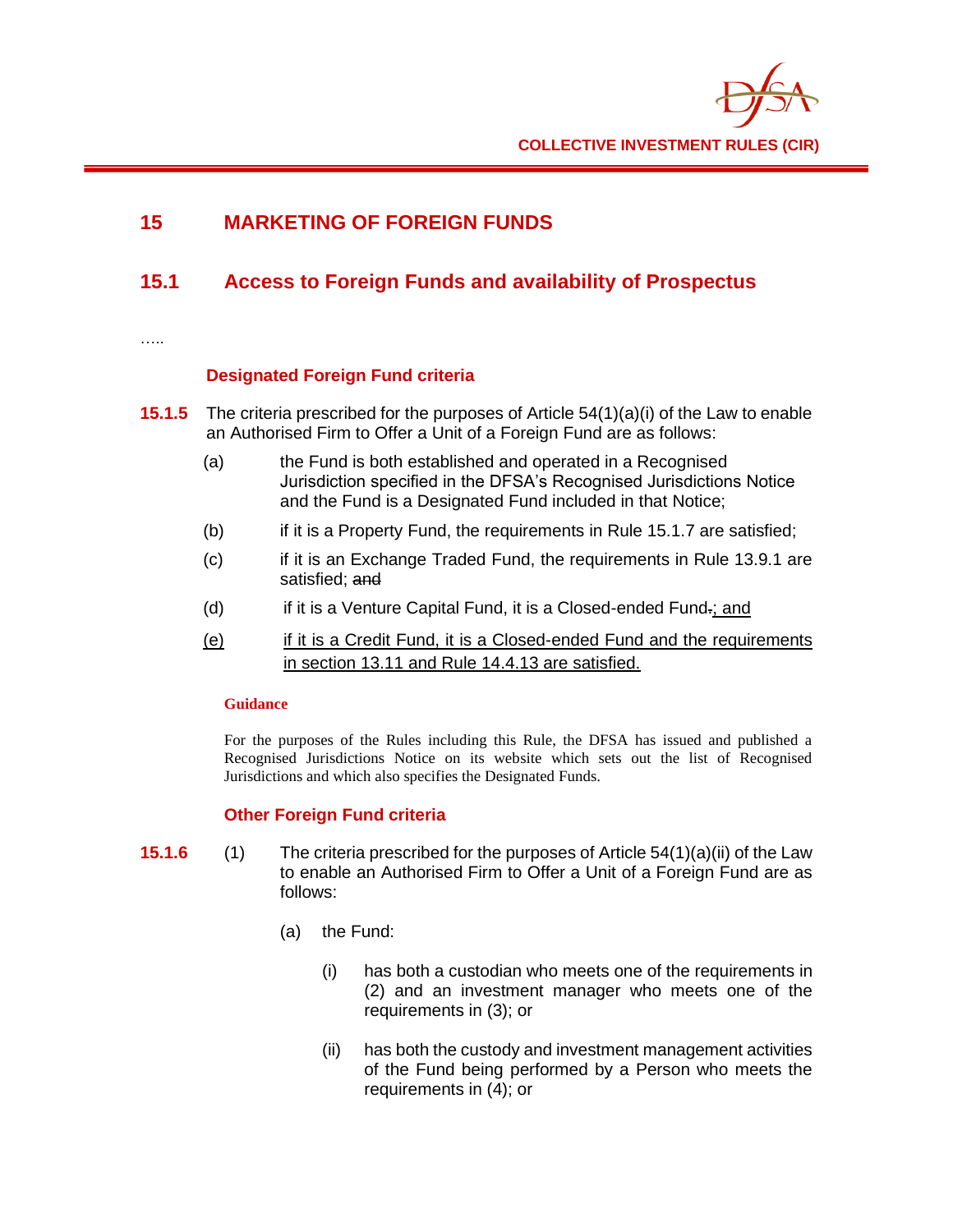# 15 MARKETING OF FOREIGN FUNDS

## 15.1 Access to Foreign Funds and availability of Prospectus

…..

### Designated Foreign Fund criteria

**15.1.5** The criteria prescribed for the purposes of Article 54(1)(a)(i) of the Law to enable an Authorised Firm to Offer a Unit of a Foreign Fund are as follows:

(a) the Fund is both established and operated in a Recognised Jurisdiction specified in the DFSA's Recognised Jurisdictions Notice and the Fund is a Designated Fund included in that Notice;

(b) if it is a Property Fund, the requirements in Rule 15.1.7 are satisfied;

(c) if it is an Exchange Traded Fund, the requirements in Rule 13.9.1 are satisfied; ~~and~~

(d) if it is a Venture Capital Fund, it is a Closed-ended Fund~~.~~<u>; and</u>

<u>(e) if it is a Credit Fund, it is a Closed-ended Fund and the requirements in section 13.11 and Rule 14.4.13 are satisfied.</u>

**Guidance**

For the purposes of the Rules including this Rule, the DFSA has issued and published a Recognised Jurisdictions Notice on its website which sets out the list of Recognised Jurisdictions and which also specifies the Designated Funds.

### Other Foreign Fund criteria

**15.1.6** (1) The criteria prescribed for the purposes of Article 54(1)(a)(ii) of the Law to enable an Authorised Firm to Offer a Unit of a Foreign Fund are as follows:

(a) the Fund:

(i) has both a custodian who meets one of the requirements in (2) and an investment manager who meets one of the requirements in (3); or

(ii) has both the custody and investment management activities of the Fund being performed by a Person who meets the requirements in (4); or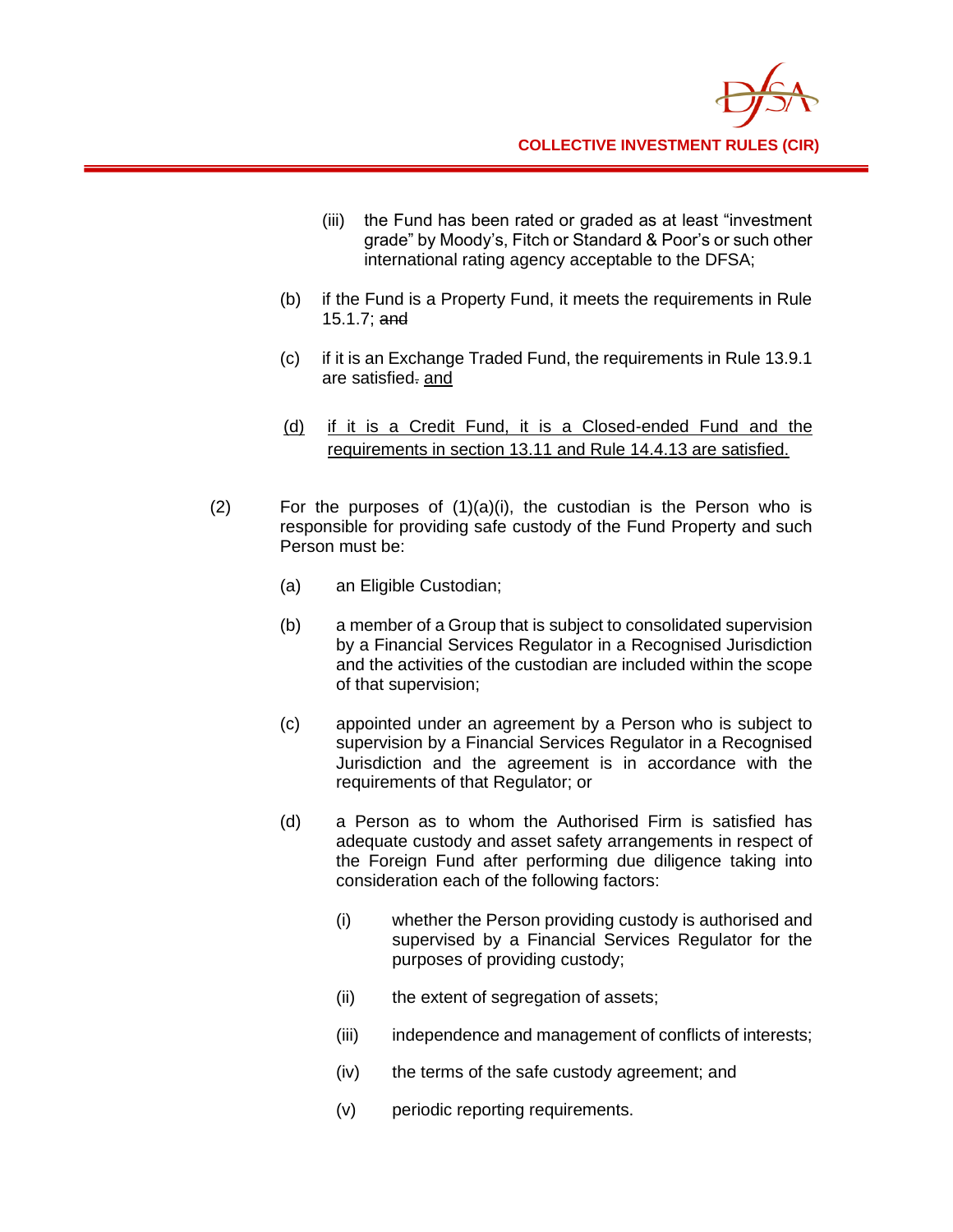(iii) the Fund has been rated or graded as at least "investment grade" by Moody's, Fitch or Standard & Poor's or such other international rating agency acceptable to the DFSA;

(b) if the Fund is a Property Fund, it meets the requirements in Rule 15.1.7; ~~and~~

(c) if it is an Exchange Traded Fund, the requirements in Rule 13.9.1 are satisfied~~.~~ <u>and</u>

<u>(d) if it is a Credit Fund, it is a Closed-ended Fund and the requirements in section 13.11 and Rule 14.4.13 are satisfied.</u>

(2) For the purposes of (1)(a)(i), the custodian is the Person who is responsible for providing safe custody of the Fund Property and such Person must be:

(a) an Eligible Custodian;

(b) a member of a Group that is subject to consolidated supervision by a Financial Services Regulator in a Recognised Jurisdiction and the activities of the custodian are included within the scope of that supervision;

(c) appointed under an agreement by a Person who is subject to supervision by a Financial Services Regulator in a Recognised Jurisdiction and the agreement is in accordance with the requirements of that Regulator; or

(d) a Person as to whom the Authorised Firm is satisfied has adequate custody and asset safety arrangements in respect of the Foreign Fund after performing due diligence taking into consideration each of the following factors:

(i) whether the Person providing custody is authorised and supervised by a Financial Services Regulator for the purposes of providing custody;

(ii) the extent of segregation of assets;

(iii) independence and management of conflicts of interests;

(iv) the terms of the safe custody agreement; and

(v) periodic reporting requirements.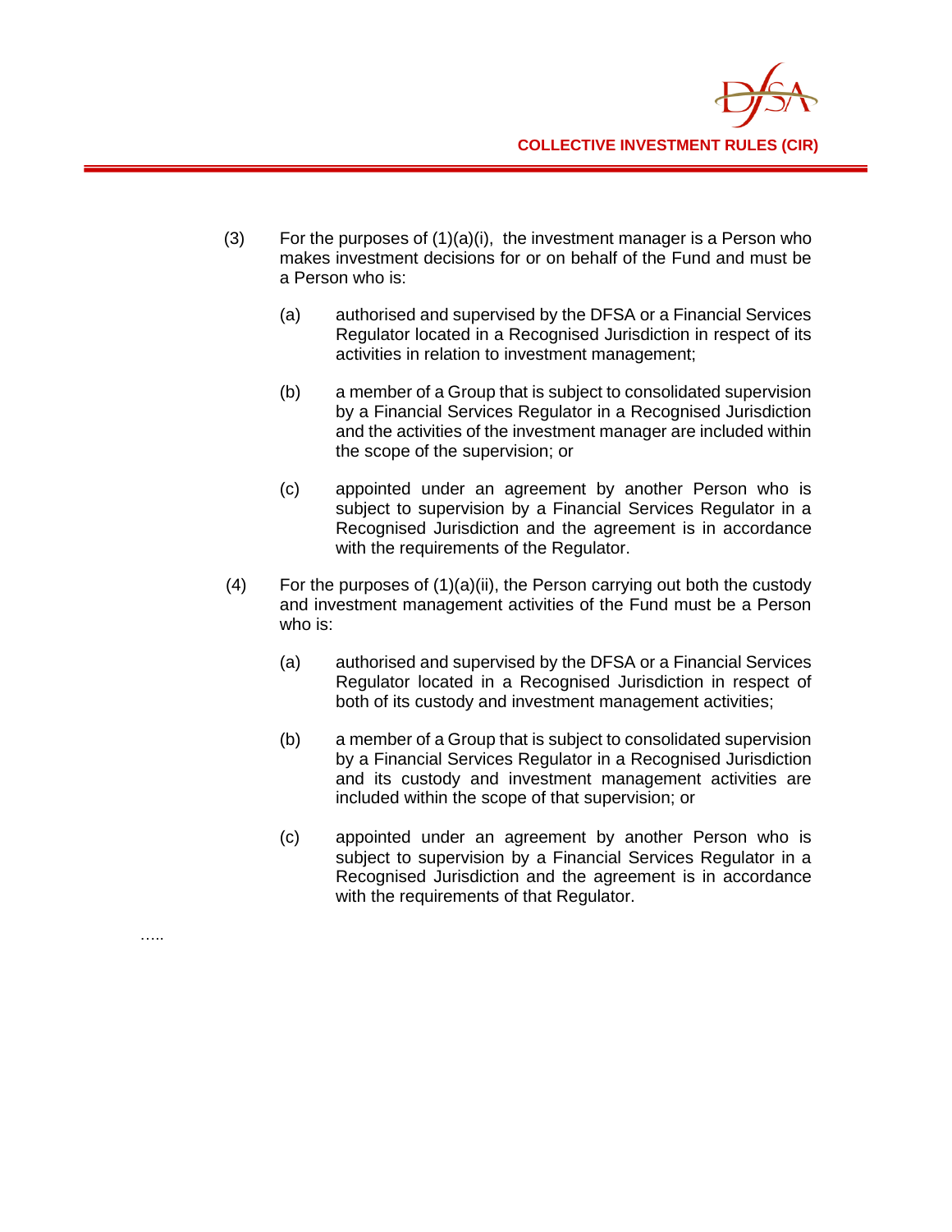(3) For the purposes of (1)(a)(i), the investment manager is a Person who makes investment decisions for or on behalf of the Fund and must be a Person who is:

(a) authorised and supervised by the DFSA or a Financial Services Regulator located in a Recognised Jurisdiction in respect of its activities in relation to investment management;

(b) a member of a Group that is subject to consolidated supervision by a Financial Services Regulator in a Recognised Jurisdiction and the activities of the investment manager are included within the scope of the supervision; or

(c) appointed under an agreement by another Person who is subject to supervision by a Financial Services Regulator in a Recognised Jurisdiction and the agreement is in accordance with the requirements of the Regulator.

(4) For the purposes of (1)(a)(ii), the Person carrying out both the custody and investment management activities of the Fund must be a Person who is:

(a) authorised and supervised by the DFSA or a Financial Services Regulator located in a Recognised Jurisdiction in respect of both of its custody and investment management activities;

(b) a member of a Group that is subject to consolidated supervision by a Financial Services Regulator in a Recognised Jurisdiction and its custody and investment management activities are included within the scope of that supervision; or

(c) appointed under an agreement by another Person who is subject to supervision by a Financial Services Regulator in a Recognised Jurisdiction and the agreement is in accordance with the requirements of that Regulator.

…..